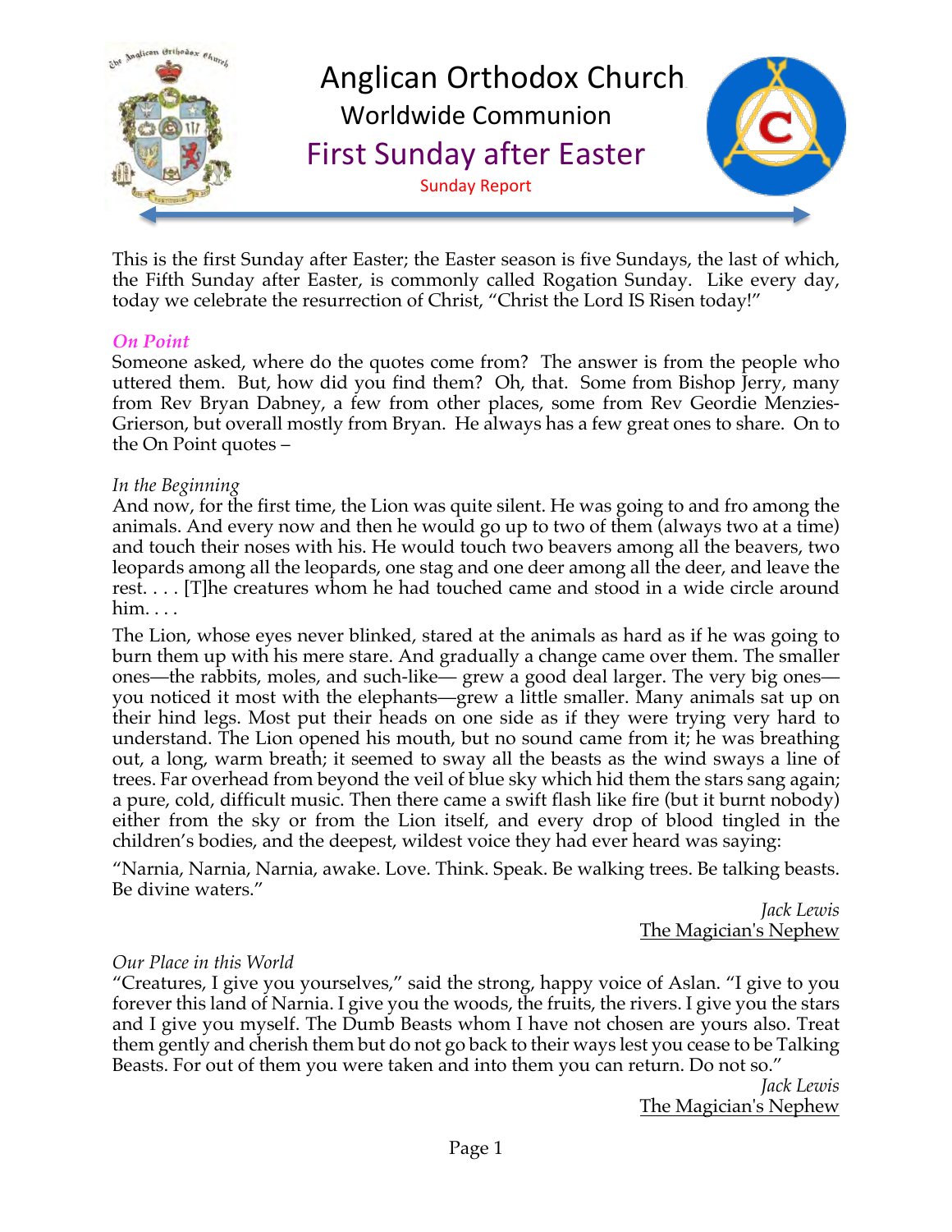# Anglican Orthodox Church

## Worldwide Communion

## First Sunday after Easter

Sunday Report

This is the first Sunday after Easter; the Easter season is five Sundays, the last of which, the Fifth Sunday after Easter, is commonly called Rogation Sunday. Like every day, today we celebrate the resurrection of Christ, “Christ the Lord IS Risen today!”

### *On Point*

Someone asked, where do the quotes come from? The answer is from the people who uttered them. But, how did you find them? Oh, that. Some from Bishop Jerry, many from Rev Bryan Dabney, a few from other places, some from Rev Geordie Menzies-Grierson, but overall mostly from Bryan. He always has a few great ones to share. On to the On Point quotes –

*In the Beginning*

And now, for the first time, the Lion was quite silent. He was going to and fro among the animals. And every now and then he would go up to two of them (always two at a time) and touch their noses with his. He would touch two beavers among all the beavers, two leopards among all the leopards, one stag and one deer among all the deer, and leave the rest. . . . [T]he creatures whom he had touched came and stood in a wide circle around him. . . .

The Lion, whose eyes never blinked, stared at the animals as hard as if he was going to burn them up with his mere stare. And gradually a change came over them. The smaller ones—the rabbits, moles, and such-like— grew a good deal larger. The very big ones—you noticed it most with the elephants—grew a little smaller. Many animals sat up on their hind legs. Most put their heads on one side as if they were trying very hard to understand. The Lion opened his mouth, but no sound came from it; he was breathing out, a long, warm breath; it seemed to sway all the beasts as the wind sways a line of trees. Far overhead from beyond the veil of blue sky which hid them the stars sang again; a pure, cold, difficult music. Then there came a swift flash like fire (but it burnt nobody) either from the sky or from the Lion itself, and every drop of blood tingled in the children’s bodies, and the deepest, wildest voice they had ever heard was saying:

“Narnia, Narnia, Narnia, awake. Love. Think. Speak. Be walking trees. Be talking beasts. Be divine waters.”

*Jack Lewis*
The Magician's Nephew

*Our Place in this World*

“Creatures, I give you yourselves,” said the strong, happy voice of Aslan. “I give to you forever this land of Narnia. I give you the woods, the fruits, the rivers. I give you the stars and I give you myself. The Dumb Beasts whom I have not chosen are yours also. Treat them gently and cherish them but do not go back to their ways lest you cease to be Talking Beasts. For out of them you were taken and into them you can return. Do not so.”

*Jack Lewis*
The Magician's Nephew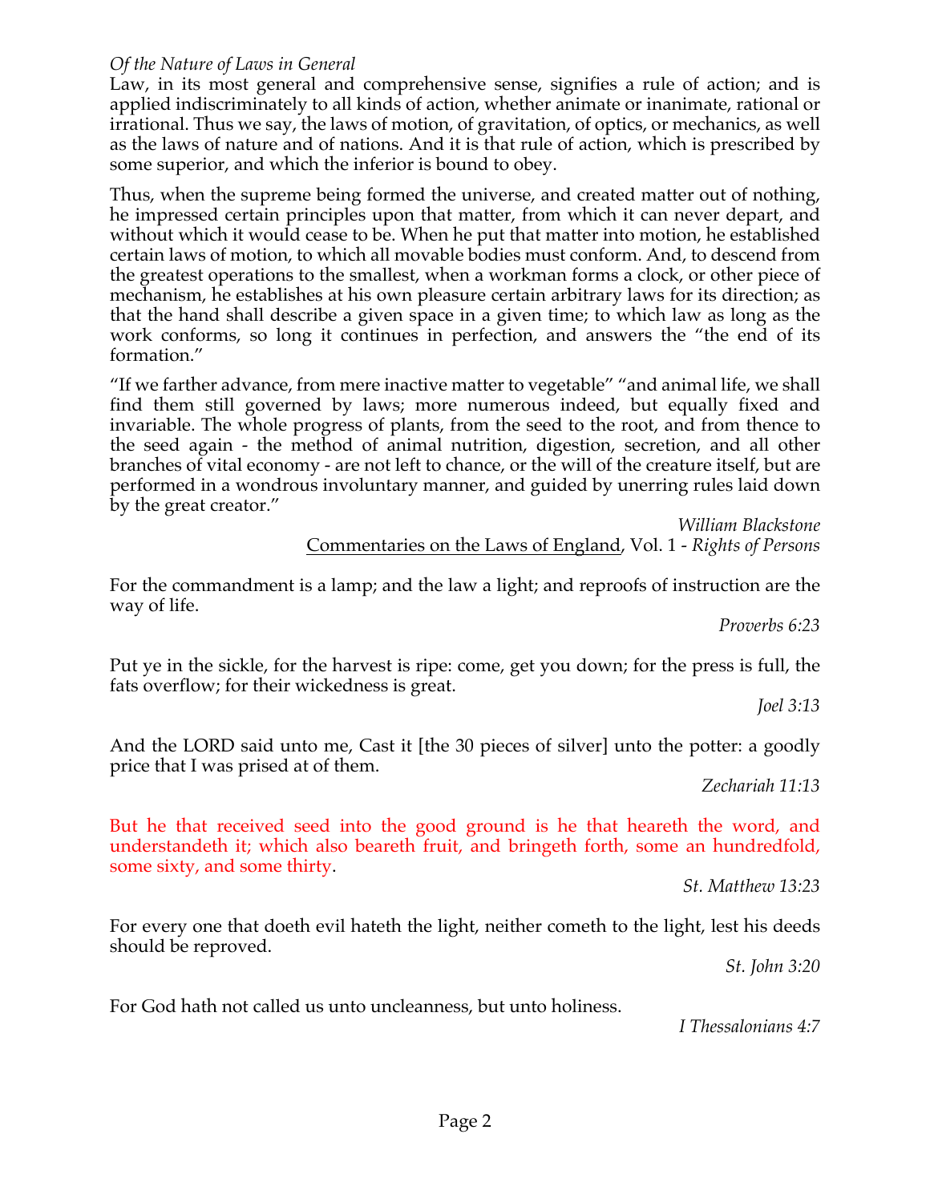*Of the Nature of Laws in General*

Law, in its most general and comprehensive sense, signifies a rule of action; and is applied indiscriminately to all kinds of action, whether animate or inanimate, rational or irrational. Thus we say, the laws of motion, of gravitation, of optics, or mechanics, as well as the laws of nature and of nations. And it is that rule of action, which is prescribed by some superior, and which the inferior is bound to obey.

Thus, when the supreme being formed the universe, and created matter out of nothing, he impressed certain principles upon that matter, from which it can never depart, and without which it would cease to be. When he put that matter into motion, he established certain laws of motion, to which all movable bodies must conform. And, to descend from the greatest operations to the smallest, when a workman forms a clock, or other piece of mechanism, he establishes at his own pleasure certain arbitrary laws for its direction; as that the hand shall describe a given space in a given time; to which law as long as the work conforms, so long it continues in perfection, and answers the "the end of its formation."

"If we farther advance, from mere inactive matter to vegetable" "and animal life, we shall find them still governed by laws; more numerous indeed, but equally fixed and invariable. The whole progress of plants, from the seed to the root, and from thence to the seed again - the method of animal nutrition, digestion, secretion, and all other branches of vital economy - are not left to chance, or the will of the creature itself, but are performed in a wondrous involuntary manner, and guided by unerring rules laid down by the great creator."

*William Blackstone*
Commentaries on the Laws of England, Vol. 1 - *Rights of Persons*

For the commandment is a lamp; and the law a light; and reproofs of instruction are the way of life.

*Proverbs 6:23*

Put ye in the sickle, for the harvest is ripe: come, get you down; for the press is full, the fats overflow; for their wickedness is great.

*Joel 3:13*

And the LORD said unto me, Cast it [the 30 pieces of silver] unto the potter: a goodly price that I was prised at of them.

*Zechariah 11:13*

But he that received seed into the good ground is he that heareth the word, and understandeth it; which also beareth fruit, and bringeth forth, some an hundredfold, some sixty, and some thirty.

*St. Matthew 13:23*

For every one that doeth evil hateth the light, neither cometh to the light, lest his deeds should be reproved.

*St. John 3:20*

For God hath not called us unto uncleanness, but unto holiness.

*I Thessalonians 4:7*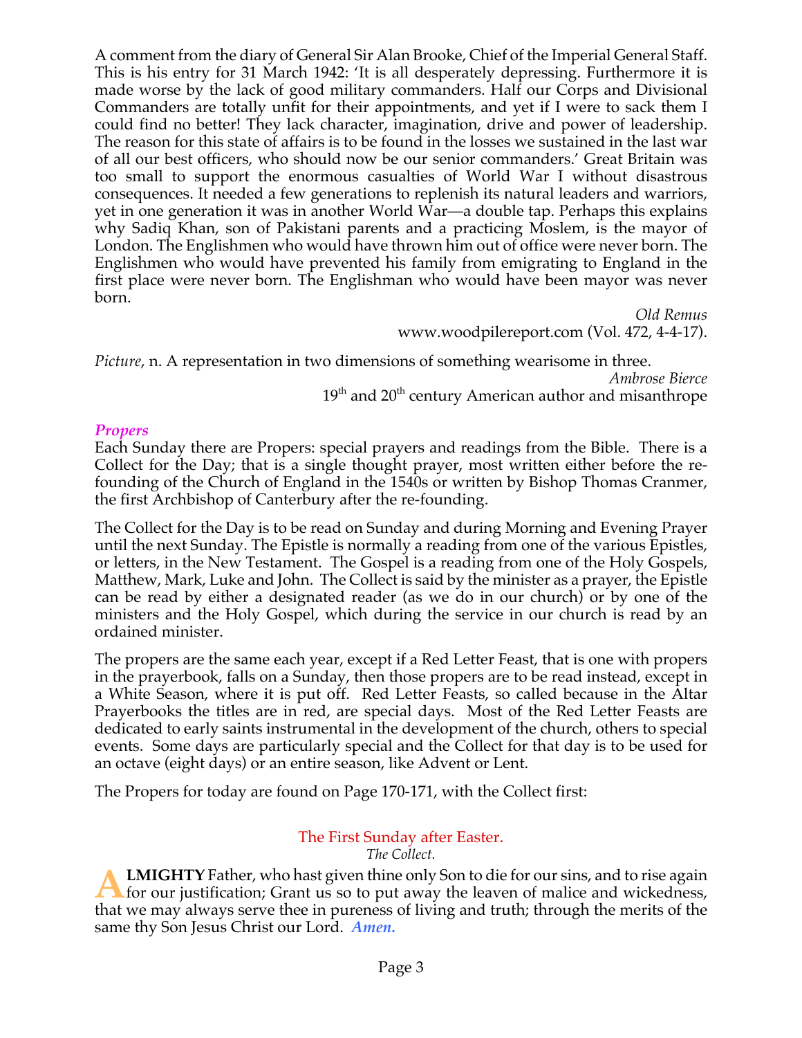A comment from the diary of General Sir Alan Brooke, Chief of the Imperial General Staff. This is his entry for 31 March 1942: 'It is all desperately depressing. Furthermore it is made worse by the lack of good military commanders. Half our Corps and Divisional Commanders are totally unfit for their appointments, and yet if I were to sack them I could find no better! They lack character, imagination, drive and power of leadership. The reason for this state of affairs is to be found in the losses we sustained in the last war of all our best officers, who should now be our senior commanders.' Great Britain was too small to support the enormous casualties of World War I without disastrous consequences. It needed a few generations to replenish its natural leaders and warriors, yet in one generation it was in another World War—a double tap. Perhaps this explains why Sadiq Khan, son of Pakistani parents and a practicing Moslem, is the mayor of London. The Englishmen who would have thrown him out of office were never born. The Englishmen who would have prevented his family from emigrating to England in the first place were never born. The Englishman who would have been mayor was never born.

*Old Remus*
www.woodpilereport.com (Vol. 472, 4-4-17).

*Picture*, n. A representation in two dimensions of something wearisome in three.

*Ambrose Bierce*
19th and 20th century American author and misanthrope

## *Propers*

Each Sunday there are Propers: special prayers and readings from the Bible. There is a Collect for the Day; that is a single thought prayer, most written either before the re-founding of the Church of England in the 1540s or written by Bishop Thomas Cranmer, the first Archbishop of Canterbury after the re-founding.

The Collect for the Day is to be read on Sunday and during Morning and Evening Prayer until the next Sunday. The Epistle is normally a reading from one of the various Epistles, or letters, in the New Testament. The Gospel is a reading from one of the Holy Gospels, Matthew, Mark, Luke and John. The Collect is said by the minister as a prayer, the Epistle can be read by either a designated reader (as we do in our church) or by one of the ministers and the Holy Gospel, which during the service in our church is read by an ordained minister.

The propers are the same each year, except if a Red Letter Feast, that is one with propers in the prayerbook, falls on a Sunday, then those propers are to be read instead, except in a White Season, where it is put off. Red Letter Feasts, so called because in the Altar Prayerbooks the titles are in red, are special days. Most of the Red Letter Feasts are dedicated to early saints instrumental in the development of the church, others to special events. Some days are particularly special and the Collect for that day is to be used for an octave (eight days) or an entire season, like Advent or Lent.

The Propers for today are found on Page 170-171, with the Collect first:

### The First Sunday after Easter.

*The Collect.*

**ALMIGHTY** Father, who hast given thine only Son to die for our sins, and to rise again for our justification; Grant us so to put away the leaven of malice and wickedness, that we may always serve thee in pureness of living and truth; through the merits of the same thy Son Jesus Christ our Lord. ***Amen.***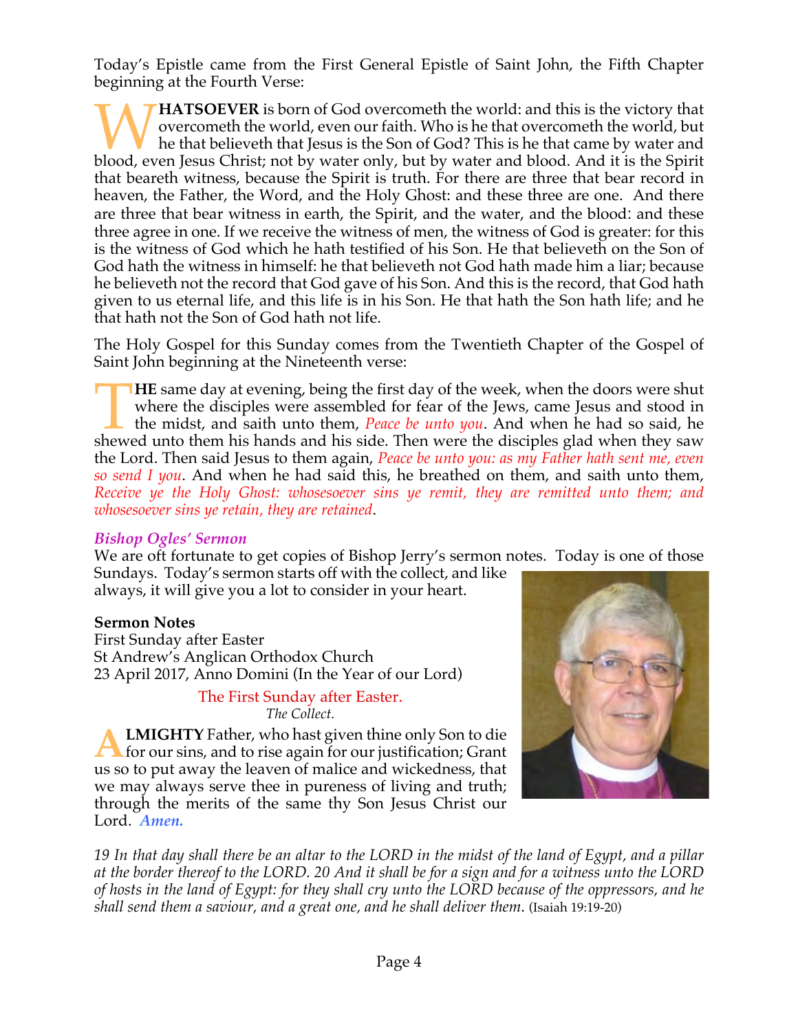Today's Epistle came from the First General Epistle of Saint John, the Fifth Chapter beginning at the Fourth Verse:

**WHATSOEVER** is born of God overcometh the world: and this is the victory that overcometh the world, even our faith. Who is he that overcometh the world, but he that believeth that Jesus is the Son of God? This is he that came by water and blood, even Jesus Christ; not by water only, but by water and blood. And it is the Spirit that beareth witness, because the Spirit is truth. For there are three that bear record in heaven, the Father, the Word, and the Holy Ghost: and these three are one. And there are three that bear witness in earth, the Spirit, and the water, and the blood: and these three agree in one. If we receive the witness of men, the witness of God is greater: for this is the witness of God which he hath testified of his Son. He that believeth on the Son of God hath the witness in himself: he that believeth not God hath made him a liar; because he believeth not the record that God gave of his Son. And this is the record, that God hath given to us eternal life, and this life is in his Son. He that hath the Son hath life; and he that hath not the Son of God hath not life.

The Holy Gospel for this Sunday comes from the Twentieth Chapter of the Gospel of Saint John beginning at the Nineteenth verse:

**THE** same day at evening, being the first day of the week, when the doors were shut where the disciples were assembled for fear of the Jews, came Jesus and stood in the midst, and saith unto them, *Peace be unto you*. And when he had so said, he shewed unto them his hands and his side. Then were the disciples glad when they saw the Lord. Then said Jesus to them again, *Peace be unto you: as my Father hath sent me, even so send I you*. And when he had said this, he breathed on them, and saith unto them, *Receive ye the Holy Ghost: whosesoever sins ye remit, they are remitted unto them; and whosesoever sins ye retain, they are retained*.

### *Bishop Ogles' Sermon*

We are oft fortunate to get copies of Bishop Jerry's sermon notes. Today is one of those Sundays. Today's sermon starts off with the collect, and like always, it will give you a lot to consider in your heart.

**Sermon Notes**
First Sunday after Easter
St Andrew's Anglican Orthodox Church
23 April 2017, Anno Domini (In the Year of our Lord)

The First Sunday after Easter.
*The Collect.*

**ALMIGHTY** Father, who hast given thine only Son to die for our sins, and to rise again for our justification; Grant us so to put away the leaven of malice and wickedness, that we may always serve thee in pureness of living and truth; through the merits of the same thy Son Jesus Christ our Lord. *Amen.*

*19 In that day shall there be an altar to the LORD in the midst of the land of Egypt, and a pillar at the border thereof to the LORD. 20 And it shall be for a sign and for a witness unto the LORD of hosts in the land of Egypt: for they shall cry unto the LORD because of the oppressors, and he shall send them a saviour, and a great one, and he shall deliver them.* (Isaiah 19:19-20)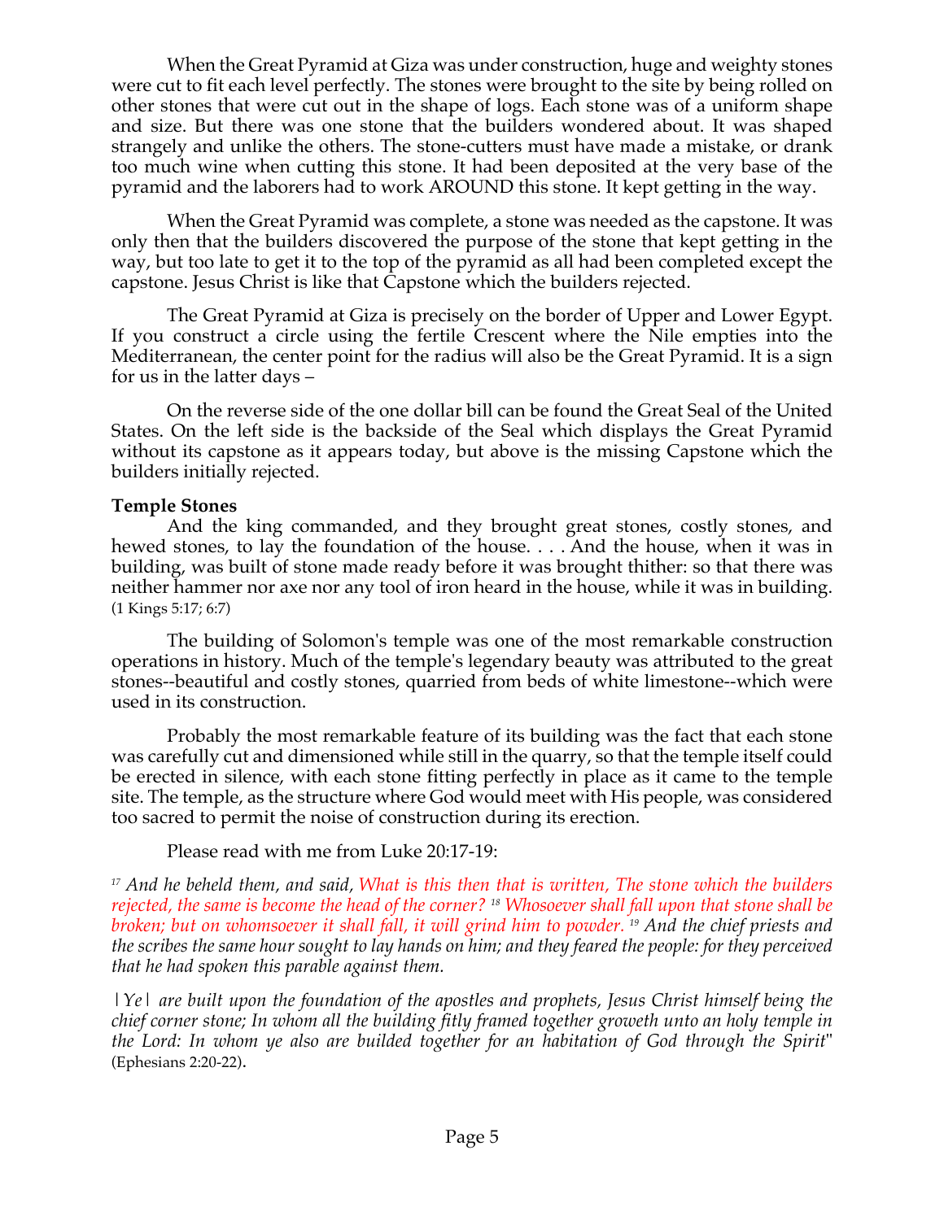When the Great Pyramid at Giza was under construction, huge and weighty stones were cut to fit each level perfectly. The stones were brought to the site by being rolled on other stones that were cut out in the shape of logs. Each stone was of a uniform shape and size. But there was one stone that the builders wondered about. It was shaped strangely and unlike the others. The stone-cutters must have made a mistake, or drank too much wine when cutting this stone. It had been deposited at the very base of the pyramid and the laborers had to work AROUND this stone. It kept getting in the way.

When the Great Pyramid was complete, a stone was needed as the capstone. It was only then that the builders discovered the purpose of the stone that kept getting in the way, but too late to get it to the top of the pyramid as all had been completed except the capstone. Jesus Christ is like that Capstone which the builders rejected.

The Great Pyramid at Giza is precisely on the border of Upper and Lower Egypt. If you construct a circle using the fertile Crescent where the Nile empties into the Mediterranean, the center point for the radius will also be the Great Pyramid. It is a sign for us in the latter days –

On the reverse side of the one dollar bill can be found the Great Seal of the United States. On the left side is the backside of the Seal which displays the Great Pyramid without its capstone as it appears today, but above is the missing Capstone which the builders initially rejected.

**Temple Stones**

And the king commanded, and they brought great stones, costly stones, and hewed stones, to lay the foundation of the house. . . . And the house, when it was in building, was built of stone made ready before it was brought thither: so that there was neither hammer nor axe nor any tool of iron heard in the house, while it was in building. (1 Kings 5:17; 6:7)

The building of Solomon's temple was one of the most remarkable construction operations in history. Much of the temple's legendary beauty was attributed to the great stones--beautiful and costly stones, quarried from beds of white limestone--which were used in its construction.

Probably the most remarkable feature of its building was the fact that each stone was carefully cut and dimensioned while still in the quarry, so that the temple itself could be erected in silence, with each stone fitting perfectly in place as it came to the temple site. The temple, as the structure where God would meet with His people, was considered too sacred to permit the noise of construction during its erection.

Please read with me from Luke 20:17-19:

*[17] And he beheld them, and said, What is this then that is written, The stone which the builders rejected, the same is become the head of the corner? [18] Whosoever shall fall upon that stone shall be broken; but on whomsoever it shall fall, it will grind him to powder. [19] And the chief priests and the scribes the same hour sought to lay hands on him; and they feared the people: for they perceived that he had spoken this parable against them.*

*[Ye] are built upon the foundation of the apostles and prophets, Jesus Christ himself being the chief corner stone; In whom all the building fitly framed together groweth unto an holy temple in the Lord: In whom ye also are builded together for an habitation of God through the Spirit"* (Ephesians 2:20-22).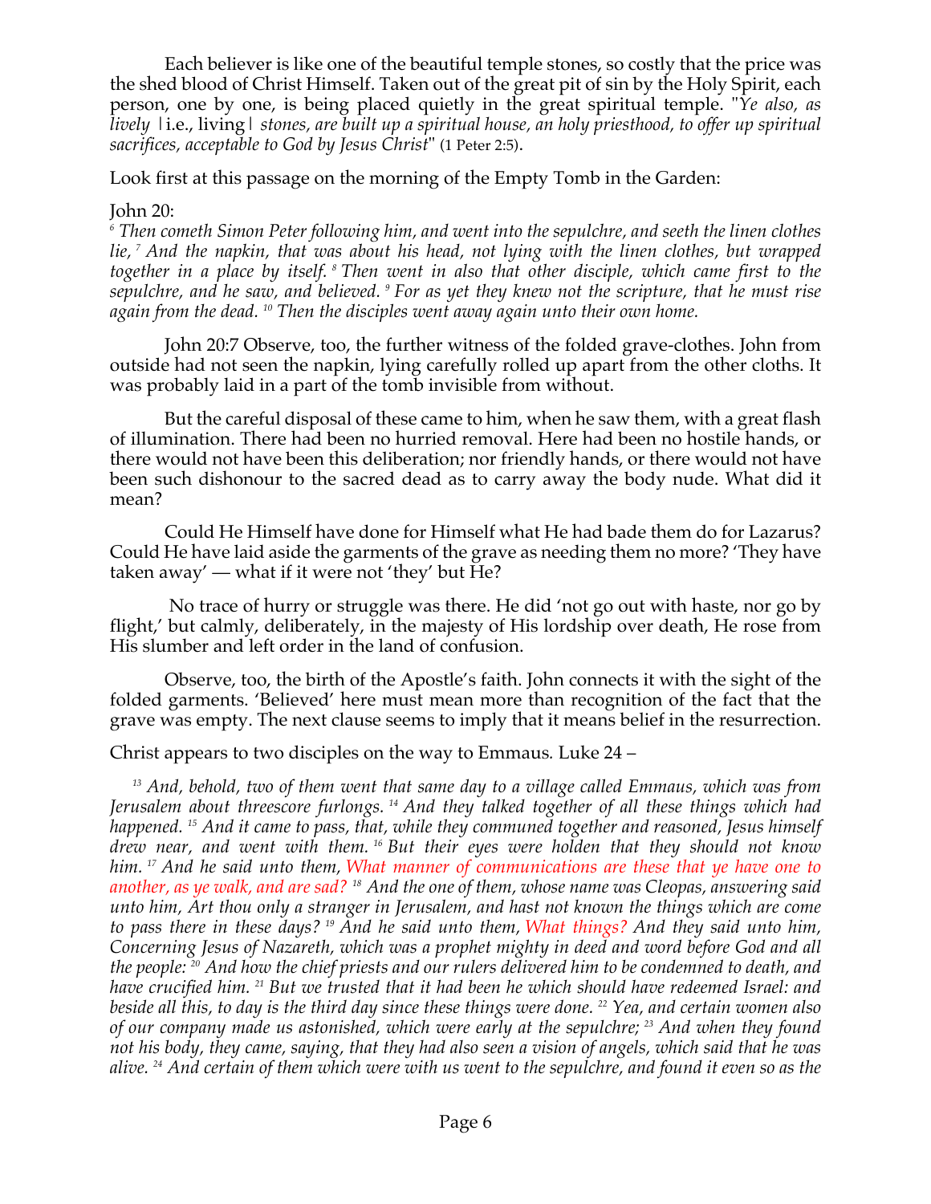Each believer is like one of the beautiful temple stones, so costly that the price was the shed blood of Christ Himself. Taken out of the great pit of sin by the Holy Spirit, each person, one by one, is being placed quietly in the great spiritual temple. "*Ye also, as lively* |i.e., living| *stones, are built up a spiritual house, an holy priesthood, to offer up spiritual sacrifices, acceptable to God by Jesus Christ*" (1 Peter 2:5).

Look first at this passage on the morning of the Empty Tomb in the Garden:

John 20:
*[6] Then cometh Simon Peter following him, and went into the sepulchre, and seeth the linen clothes lie, [7] And the napkin, that was about his head, not lying with the linen clothes, but wrapped together in a place by itself. [8] Then went in also that other disciple, which came first to the sepulchre, and he saw, and believed. [9] For as yet they knew not the scripture, that he must rise again from the dead. [10] Then the disciples went away again unto their own home.*

John 20:7 Observe, too, the further witness of the folded grave-clothes. John from outside had not seen the napkin, lying carefully rolled up apart from the other cloths. It was probably laid in a part of the tomb invisible from without.

But the careful disposal of these came to him, when he saw them, with a great flash of illumination. There had been no hurried removal. Here had been no hostile hands, or there would not have been this deliberation; nor friendly hands, or there would not have been such dishonour to the sacred dead as to carry away the body nude. What did it mean?

Could He Himself have done for Himself what He had bade them do for Lazarus? Could He have laid aside the garments of the grave as needing them no more? 'They have taken away' — what if it were not 'they' but He?

No trace of hurry or struggle was there. He did 'not go out with haste, nor go by flight,' but calmly, deliberately, in the majesty of His lordship over death, He rose from His slumber and left order in the land of confusion.

Observe, too, the birth of the Apostle's faith. John connects it with the sight of the folded garments. 'Believed' here must mean more than recognition of the fact that the grave was empty. The next clause seems to imply that it means belief in the resurrection.

Christ appears to two disciples on the way to Emmaus. Luke 24 –

*[13] And, behold, two of them went that same day to a village called Emmaus, which was from Jerusalem about threescore furlongs. [14] And they talked together of all these things which had happened. [15] And it came to pass, that, while they communed together and reasoned, Jesus himself drew near, and went with them. [16] But their eyes were holden that they should not know him. [17] And he said unto them, What manner of communications are these that ye have one to another, as ye walk, and are sad? [18] And the one of them, whose name was Cleopas, answering said unto him, Art thou only a stranger in Jerusalem, and hast not known the things which are come to pass there in these days? [19] And he said unto them, What things? And they said unto him, Concerning Jesus of Nazareth, which was a prophet mighty in deed and word before God and all the people: [20] And how the chief priests and our rulers delivered him to be condemned to death, and have crucified him. [21] But we trusted that it had been he which should have redeemed Israel: and beside all this, to day is the third day since these things were done. [22] Yea, and certain women also of our company made us astonished, which were early at the sepulchre; [23] And when they found not his body, they came, saying, that they had also seen a vision of angels, which said that he was alive. [24] And certain of them which were with us went to the sepulchre, and found it even so as the*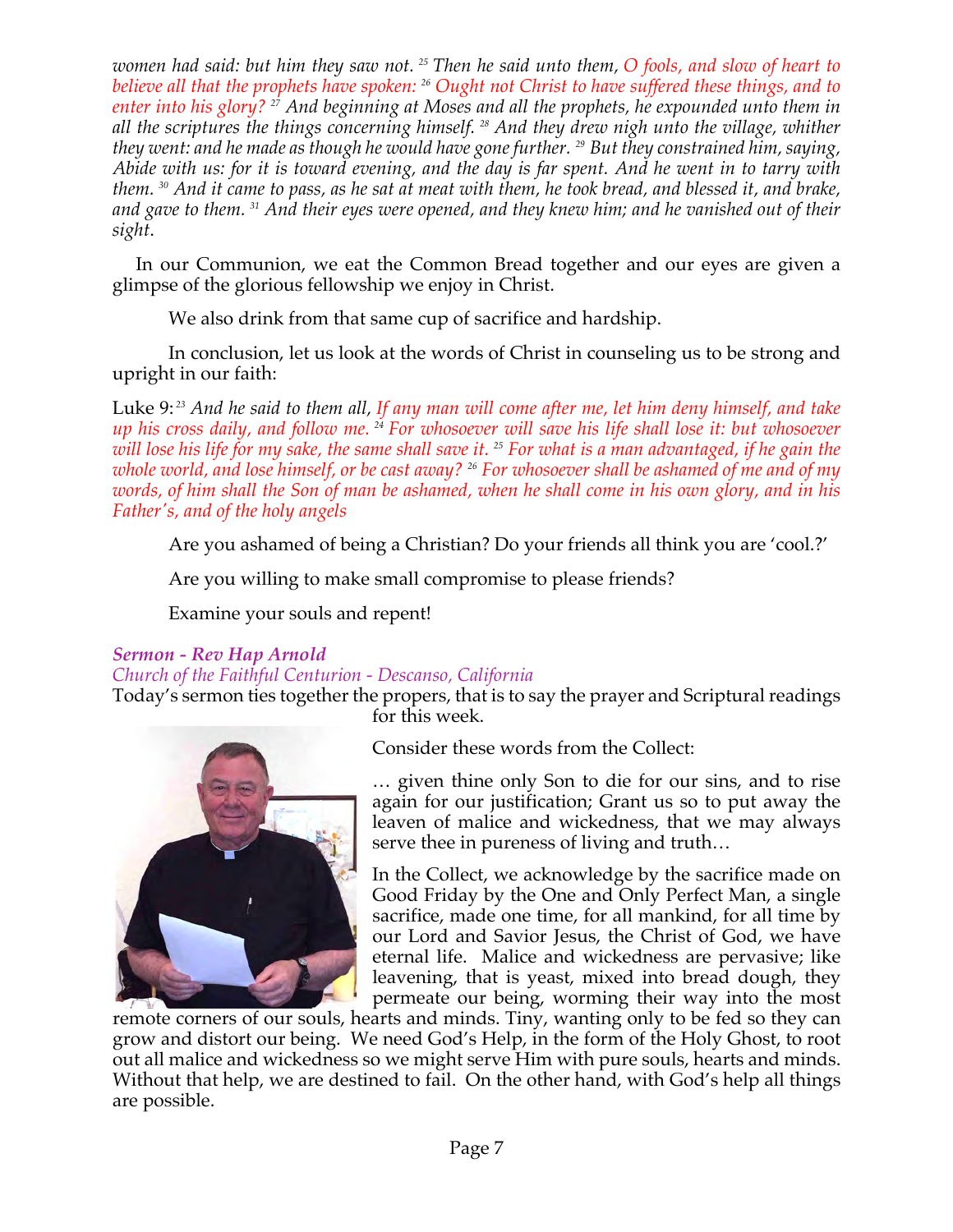*women had said: but him they saw not. [25] Then he said unto them, O fools, and slow of heart to believe all that the prophets have spoken: [26] Ought not Christ to have suffered these things, and to enter into his glory? [27] And beginning at Moses and all the prophets, he expounded unto them in all the scriptures the things concerning himself. [28] And they drew nigh unto the village, whither they went: and he made as though he would have gone further. [29] But they constrained him, saying, Abide with us: for it is toward evening, and the day is far spent. And he went in to tarry with them. [30] And it came to pass, as he sat at meat with them, he took bread, and blessed it, and brake, and gave to them. [31] And their eyes were opened, and they knew him; and he vanished out of their sight.*

In our Communion, we eat the Common Bread together and our eyes are given a glimpse of the glorious fellowship we enjoy in Christ.

We also drink from that same cup of sacrifice and hardship.

In conclusion, let us look at the words of Christ in counseling us to be strong and upright in our faith:

Luke 9: [23] *And he said to them all, If any man will come after me, let him deny himself, and take up his cross daily, and follow me. [24] For whosoever will save his life shall lose it: but whosoever will lose his life for my sake, the same shall save it. [25] For what is a man advantaged, if he gain the whole world, and lose himself, or be cast away? [26] For whosoever shall be ashamed of me and of my words, of him shall the Son of man be ashamed, when he shall come in his own glory, and in his Father's, and of the holy angels*

Are you ashamed of being a Christian? Do your friends all think you are 'cool.?'

Are you willing to make small compromise to please friends?

Examine your souls and repent!

### *Sermon - Rev Hap Arnold*

*Church of the Faithful Centurion - Descanso, California*

Today's sermon ties together the propers, that is to say the prayer and Scriptural readings for this week.

Consider these words from the Collect:

… given thine only Son to die for our sins, and to rise again for our justification; Grant us so to put away the leaven of malice and wickedness, that we may always serve thee in pureness of living and truth…

In the Collect, we acknowledge by the sacrifice made on Good Friday by the One and Only Perfect Man, a single sacrifice, made one time, for all mankind, for all time by our Lord and Savior Jesus, the Christ of God, we have eternal life. Malice and wickedness are pervasive; like leavening, that is yeast, mixed into bread dough, they permeate our being, worming their way into the most remote corners of our souls, hearts and minds. Tiny, wanting only to be fed so they can grow and distort our being. We need God's Help, in the form of the Holy Ghost, to root out all malice and wickedness so we might serve Him with pure souls, hearts and minds. Without that help, we are destined to fail. On the other hand, with God's help all things are possible.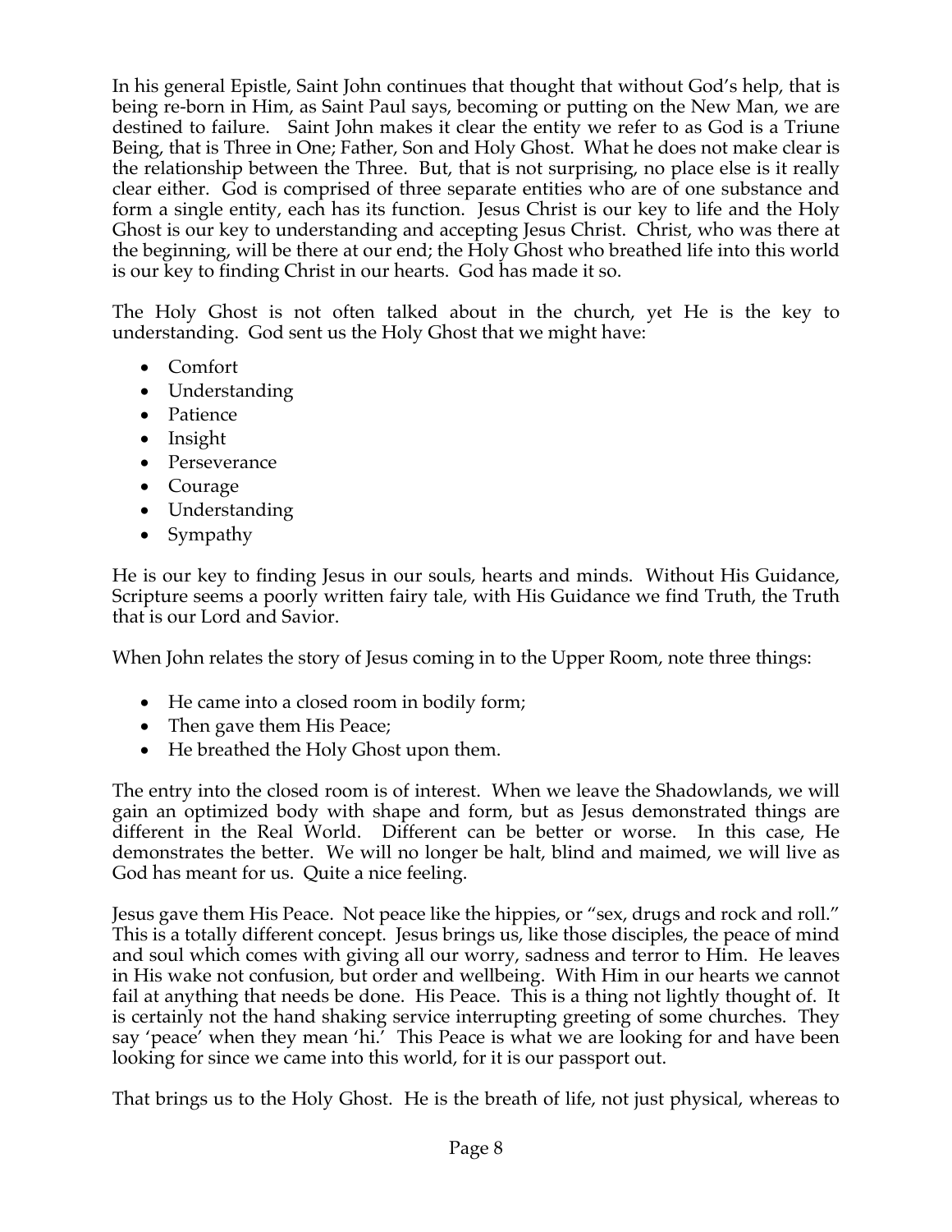In his general Epistle, Saint John continues that thought that without God's help, that is being re-born in Him, as Saint Paul says, becoming or putting on the New Man, we are destined to failure. Saint John makes it clear the entity we refer to as God is a Triune Being, that is Three in One; Father, Son and Holy Ghost. What he does not make clear is the relationship between the Three. But, that is not surprising, no place else is it really clear either. God is comprised of three separate entities who are of one substance and form a single entity, each has its function. Jesus Christ is our key to life and the Holy Ghost is our key to understanding and accepting Jesus Christ. Christ, who was there at the beginning, will be there at our end; the Holy Ghost who breathed life into this world is our key to finding Christ in our hearts. God has made it so.

The Holy Ghost is not often talked about in the church, yet He is the key to understanding. God sent us the Holy Ghost that we might have:

- Comfort
- Understanding
- Patience
- Insight
- Perseverance
- Courage
- Understanding
- Sympathy

He is our key to finding Jesus in our souls, hearts and minds. Without His Guidance, Scripture seems a poorly written fairy tale, with His Guidance we find Truth, the Truth that is our Lord and Savior.

When John relates the story of Jesus coming in to the Upper Room, note three things:

- He came into a closed room in bodily form;
- Then gave them His Peace;
- He breathed the Holy Ghost upon them.

The entry into the closed room is of interest. When we leave the Shadowlands, we will gain an optimized body with shape and form, but as Jesus demonstrated things are different in the Real World. Different can be better or worse. In this case, He demonstrates the better. We will no longer be halt, blind and maimed, we will live as God has meant for us. Quite a nice feeling.

Jesus gave them His Peace. Not peace like the hippies, or "sex, drugs and rock and roll." This is a totally different concept. Jesus brings us, like those disciples, the peace of mind and soul which comes with giving all our worry, sadness and terror to Him. He leaves in His wake not confusion, but order and wellbeing. With Him in our hearts we cannot fail at anything that needs be done. His Peace. This is a thing not lightly thought of. It is certainly not the hand shaking service interrupting greeting of some churches. They say 'peace' when they mean 'hi.' This Peace is what we are looking for and have been looking for since we came into this world, for it is our passport out.

That brings us to the Holy Ghost. He is the breath of life, not just physical, whereas to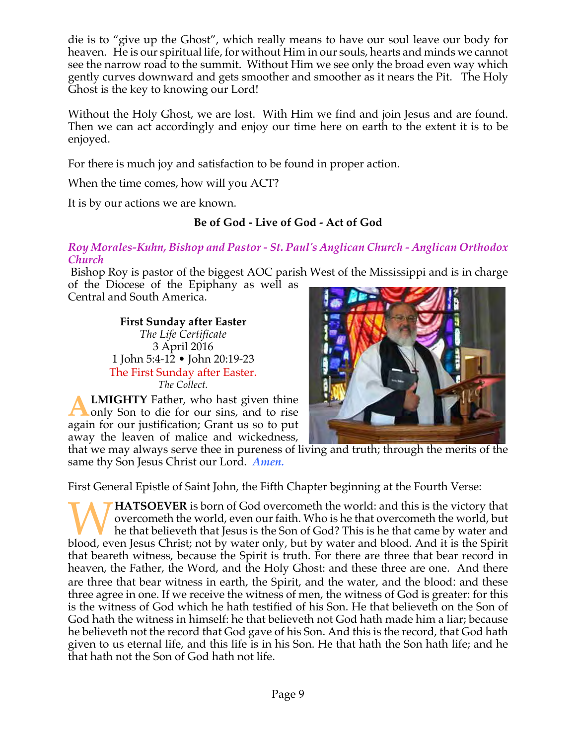die is to "give up the Ghost", which really means to have our soul leave our body for heaven. He is our spiritual life, for without Him in our souls, hearts and minds we cannot see the narrow road to the summit. Without Him we see only the broad even way which gently curves downward and gets smoother and smoother as it nears the Pit. The Holy Ghost is the key to knowing our Lord!

Without the Holy Ghost, we are lost. With Him we find and join Jesus and are found. Then we can act accordingly and enjoy our time here on earth to the extent it is to be enjoyed.

For there is much joy and satisfaction to be found in proper action.

When the time comes, how will you ACT?

It is by our actions we are known.

**Be of God - Live of God - Act of God**

***Roy Morales-Kuhn, Bishop and Pastor - St. Paul's Anglican Church - Anglican Orthodox Church***

Bishop Roy is pastor of the biggest AOC parish West of the Mississippi and is in charge of the Diocese of the Epiphany as well as Central and South America.

**First Sunday after Easter**
*The Life Certificate*
3 April 2016
1 John 5:4-12 • John 20:19-23

The First Sunday after Easter.
*The Collect.*

**ALMIGHTY** Father, who hast given thine only Son to die for our sins, and to rise again for our justification; Grant us so to put away the leaven of malice and wickedness, that we may always serve thee in pureness of living and truth; through the merits of the same thy Son Jesus Christ our Lord. ***Amen.***

First General Epistle of Saint John, the Fifth Chapter beginning at the Fourth Verse:

**WHATSOEVER** is born of God overcometh the world: and this is the victory that overcometh the world, even our faith. Who is he that overcometh the world, but he that believeth that Jesus is the Son of God? This is he that came by water and blood, even Jesus Christ; not by water only, but by water and blood. And it is the Spirit that beareth witness, because the Spirit is truth. For there are three that bear record in heaven, the Father, the Word, and the Holy Ghost: and these three are one. And there are three that bear witness in earth, the Spirit, and the water, and the blood: and these three agree in one. If we receive the witness of men, the witness of God is greater: for this is the witness of God which he hath testified of his Son. He that believeth on the Son of God hath the witness in himself: he that believeth not God hath made him a liar; because he believeth not the record that God gave of his Son. And this is the record, that God hath given to us eternal life, and this life is in his Son. He that hath the Son hath life; and he that hath not the Son of God hath not life.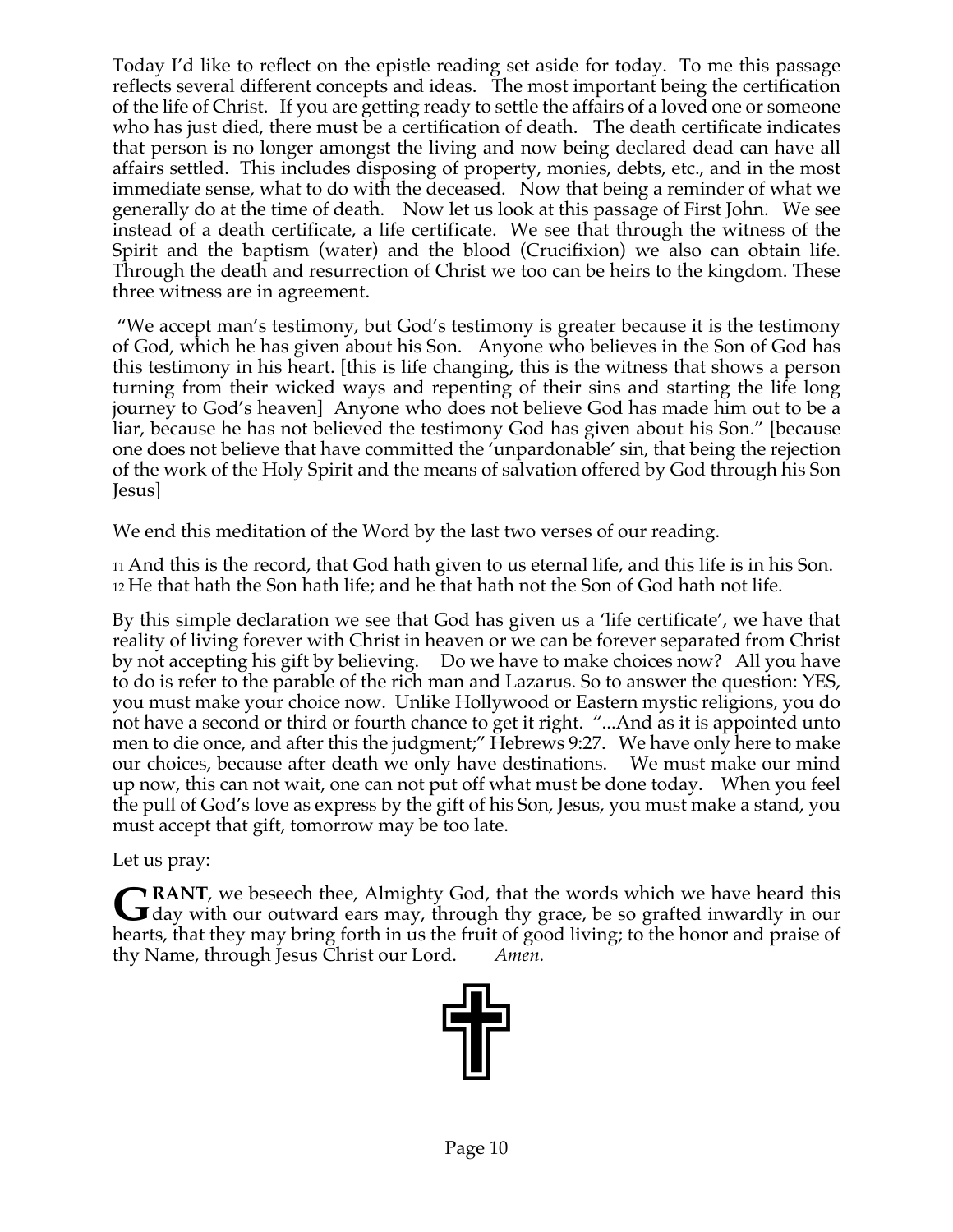Today I'd like to reflect on the epistle reading set aside for today. To me this passage reflects several different concepts and ideas. The most important being the certification of the life of Christ. If you are getting ready to settle the affairs of a loved one or someone who has just died, there must be a certification of death. The death certificate indicates that person is no longer amongst the living and now being declared dead can have all affairs settled. This includes disposing of property, monies, debts, etc., and in the most immediate sense, what to do with the deceased. Now that being a reminder of what we generally do at the time of death. Now let us look at this passage of First John. We see instead of a death certificate, a life certificate. We see that through the witness of the Spirit and the baptism (water) and the blood (Crucifixion) we also can obtain life. Through the death and resurrection of Christ we too can be heirs to the kingdom. These three witness are in agreement.

"We accept man's testimony, but God's testimony is greater because it is the testimony of God, which he has given about his Son. Anyone who believes in the Son of God has this testimony in his heart. [this is life changing, this is the witness that shows a person turning from their wicked ways and repenting of their sins and starting the life long journey to God's heaven] Anyone who does not believe God has made him out to be a liar, because he has not believed the testimony God has given about his Son." [because one does not believe that have committed the 'unpardonable' sin, that being the rejection of the work of the Holy Spirit and the means of salvation offered by God through his Son Jesus]

We end this meditation of the Word by the last two verses of our reading.

11 And this is the record, that God hath given to us eternal life, and this life is in his Son.
12 He that hath the Son hath life; and he that hath not the Son of God hath not life.

By this simple declaration we see that God has given us a 'life certificate', we have that reality of living forever with Christ in heaven or we can be forever separated from Christ by not accepting his gift by believing. Do we have to make choices now? All you have to do is refer to the parable of the rich man and Lazarus. So to answer the question: YES, you must make your choice now. Unlike Hollywood or Eastern mystic religions, you do not have a second or third or fourth chance to get it right. "...And as it is appointed unto men to die once, and after this the judgment;" Hebrews 9:27. We have only here to make our choices, because after death we only have destinations. We must make our mind up now, this can not wait, one can not put off what must be done today. When you feel the pull of God's love as express by the gift of his Son, Jesus, you must make a stand, you must accept that gift, tomorrow may be too late.

Let us pray:

**GRANT**, we beseech thee, Almighty God, that the words which we have heard this day with our outward ears may, through thy grace, be so grafted inwardly in our hearts, that they may bring forth in us the fruit of good living; to the honor and praise of thy Name, through Jesus Christ our Lord. *Amen.*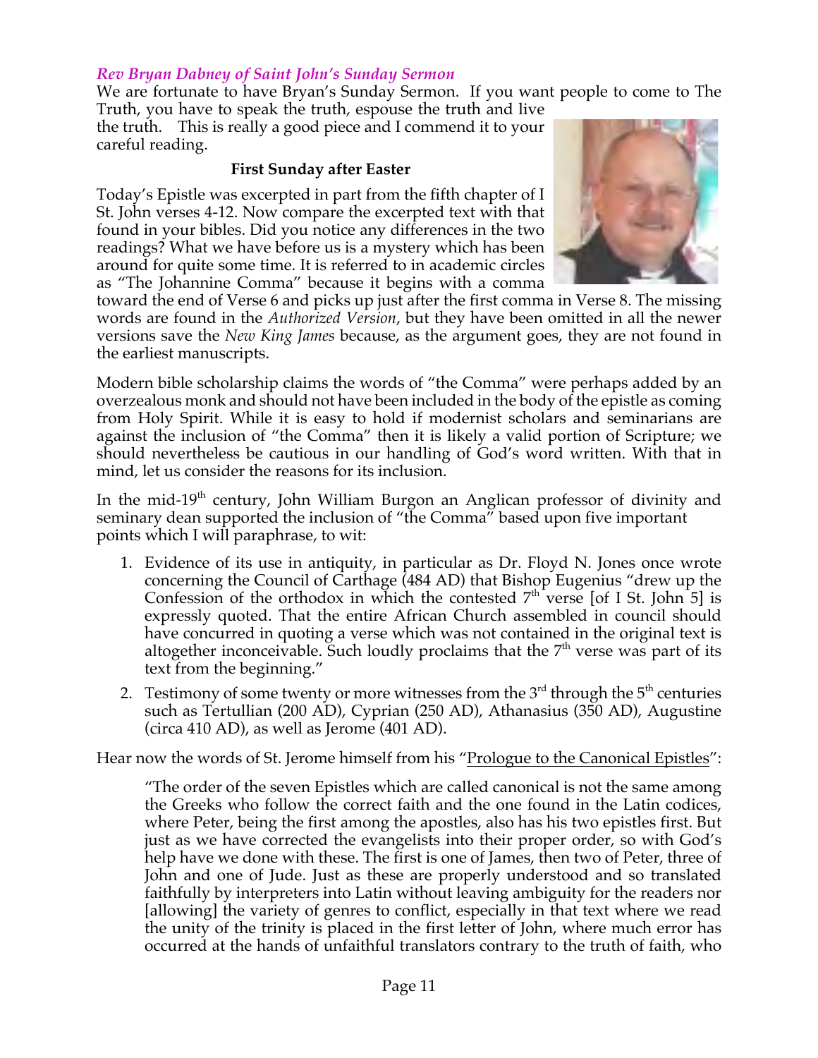*Rev Bryan Dabney of Saint John's Sunday Sermon*

We are fortunate to have Bryan's Sunday Sermon. If you want people to come to The Truth, you have to speak the truth, espouse the truth and live the truth. This is really a good piece and I commend it to your careful reading.

**First Sunday after Easter**

Today's Epistle was excerpted in part from the fifth chapter of I St. John verses 4-12. Now compare the excerpted text with that found in your bibles. Did you notice any differences in the two readings? What we have before us is a mystery which has been around for quite some time. It is referred to in academic circles as "The Johannine Comma" because it begins with a comma toward the end of Verse 6 and picks up just after the first comma in Verse 8. The missing words are found in the *Authorized Version*, but they have been omitted in all the newer versions save the *New King James* because, as the argument goes, they are not found in the earliest manuscripts.

Modern bible scholarship claims the words of "the Comma" were perhaps added by an overzealous monk and should not have been included in the body of the epistle as coming from Holy Spirit. While it is easy to hold if modernist scholars and seminarians are against the inclusion of "the Comma" then it is likely a valid portion of Scripture; we should nevertheless be cautious in our handling of God's word written. With that in mind, let us consider the reasons for its inclusion.

In the mid-19th century, John William Burgon an Anglican professor of divinity and seminary dean supported the inclusion of "the Comma" based upon five important points which I will paraphrase, to wit:

1. Evidence of its use in antiquity, in particular as Dr. Floyd N. Jones once wrote concerning the Council of Carthage (484 AD) that Bishop Eugenius "drew up the Confession of the orthodox in which the contested 7th verse [of I St. John 5] is expressly quoted. That the entire African Church assembled in council should have concurred in quoting a verse which was not contained in the original text is altogether inconceivable. Such loudly proclaims that the 7th verse was part of its text from the beginning."
2. Testimony of some twenty or more witnesses from the 3rd through the 5th centuries such as Tertullian (200 AD), Cyprian (250 AD), Athanasius (350 AD), Augustine (circa 410 AD), as well as Jerome (401 AD).

Hear now the words of St. Jerome himself from his "Prologue to the Canonical Epistles":

> "The order of the seven Epistles which are called canonical is not the same among the Greeks who follow the correct faith and the one found in the Latin codices, where Peter, being the first among the apostles, also has his two epistles first. But just as we have corrected the evangelists into their proper order, so with God's help have we done with these. The first is one of James, then two of Peter, three of John and one of Jude. Just as these are properly understood and so translated faithfully by interpreters into Latin without leaving ambiguity for the readers nor [allowing] the variety of genres to conflict, especially in that text where we read the unity of the trinity is placed in the first letter of John, where much error has occurred at the hands of unfaithful translators contrary to the truth of faith, who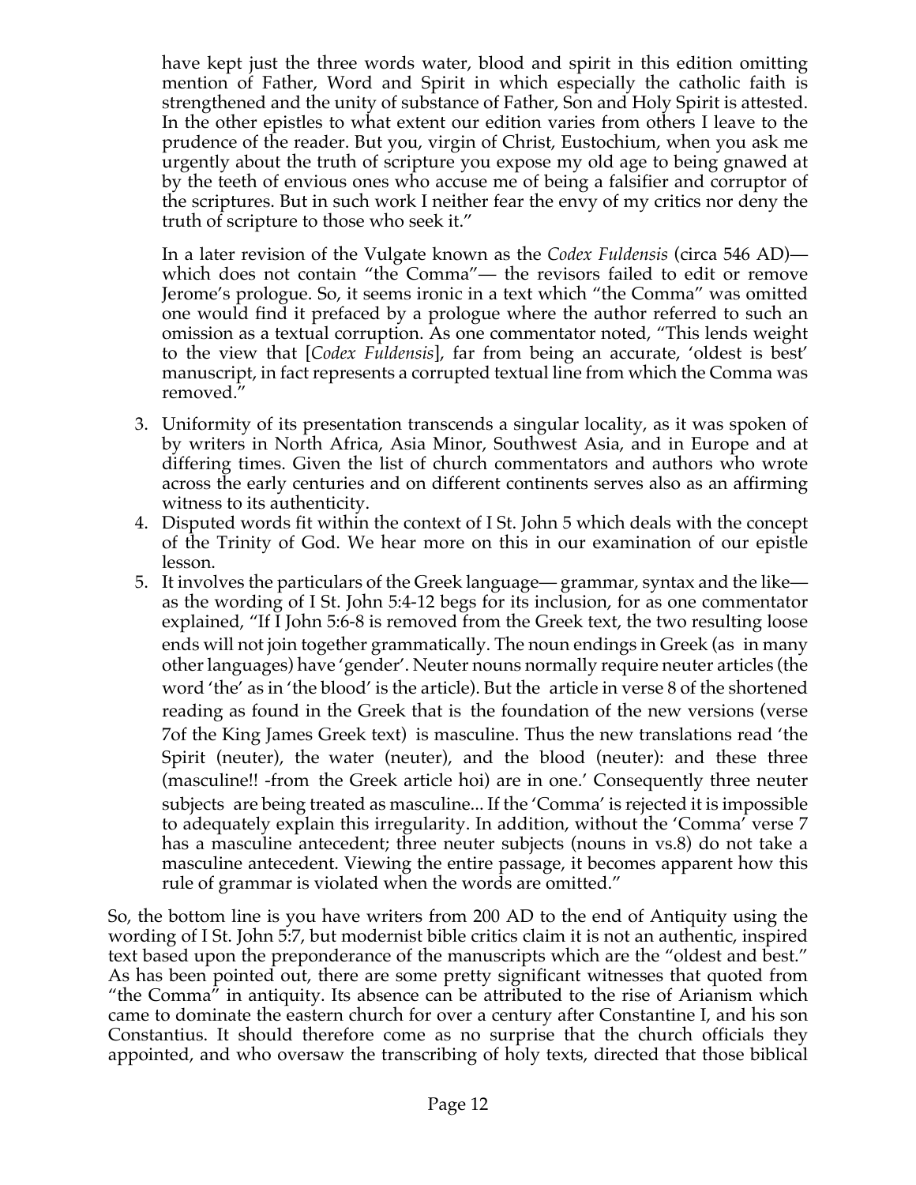have kept just the three words water, blood and spirit in this edition omitting mention of Father, Word and Spirit in which especially the catholic faith is strengthened and the unity of substance of Father, Son and Holy Spirit is attested. In the other epistles to what extent our edition varies from others I leave to the prudence of the reader. But you, virgin of Christ, Eustochium, when you ask me urgently about the truth of scripture you expose my old age to being gnawed at by the teeth of envious ones who accuse me of being a falsifier and corruptor of the scriptures. But in such work I neither fear the envy of my critics nor deny the truth of scripture to those who seek it."

In a later revision of the Vulgate known as the *Codex Fuldensis* (circa 546 AD)— which does not contain "the Comma"— the revisors failed to edit or remove Jerome's prologue. So, it seems ironic in a text which "the Comma" was omitted one would find it prefaced by a prologue where the author referred to such an omission as a textual corruption. As one commentator noted, "This lends weight to the view that [*Codex Fuldensis*], far from being an accurate, 'oldest is best' manuscript, in fact represents a corrupted textual line from which the Comma was removed."

3. Uniformity of its presentation transcends a singular locality, as it was spoken of by writers in North Africa, Asia Minor, Southwest Asia, and in Europe and at differing times. Given the list of church commentators and authors who wrote across the early centuries and on different continents serves also as an affirming witness to its authenticity.
4. Disputed words fit within the context of I St. John 5 which deals with the concept of the Trinity of God. We hear more on this in our examination of our epistle lesson.
5. It involves the particulars of the Greek language— grammar, syntax and the like— as the wording of I St. John 5:4-12 begs for its inclusion, for as one commentator explained, "If I John 5:6-8 is removed from the Greek text, the two resulting loose ends will not join together grammatically. The noun endings in Greek (as in many other languages) have 'gender'. Neuter nouns normally require neuter articles (the word 'the' as in 'the blood' is the article). But the article in verse 8 of the shortened reading as found in the Greek that is the foundation of the new versions (verse 7of the King James Greek text) is masculine. Thus the new translations read 'the Spirit (neuter), the water (neuter), and the blood (neuter): and these three (masculine!! -from the Greek article hoi) are in one.' Consequently three neuter subjects are being treated as masculine... If the 'Comma' is rejected it is impossible to adequately explain this irregularity. In addition, without the 'Comma' verse 7 has a masculine antecedent; three neuter subjects (nouns in vs.8) do not take a masculine antecedent. Viewing the entire passage, it becomes apparent how this rule of grammar is violated when the words are omitted."

So, the bottom line is you have writers from 200 AD to the end of Antiquity using the wording of I St. John 5:7, but modernist bible critics claim it is not an authentic, inspired text based upon the preponderance of the manuscripts which are the "oldest and best." As has been pointed out, there are some pretty significant witnesses that quoted from "the Comma" in antiquity. Its absence can be attributed to the rise of Arianism which came to dominate the eastern church for over a century after Constantine I, and his son Constantius. It should therefore come as no surprise that the church officials they appointed, and who oversaw the transcribing of holy texts, directed that those biblical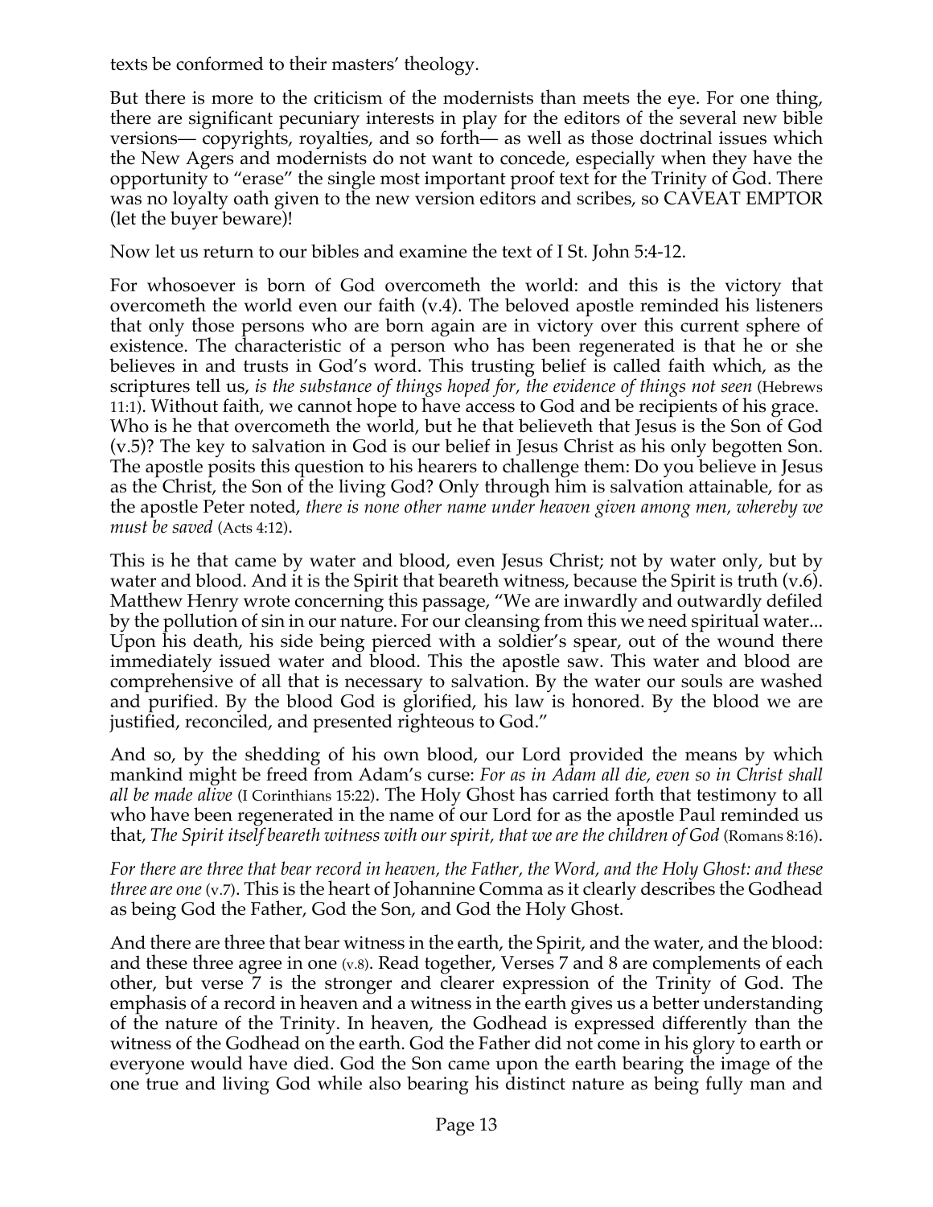texts be conformed to their masters' theology.

But there is more to the criticism of the modernists than meets the eye. For one thing, there are significant pecuniary interests in play for the editors of the several new bible versions— copyrights, royalties, and so forth— as well as those doctrinal issues which the New Agers and modernists do not want to concede, especially when they have the opportunity to "erase" the single most important proof text for the Trinity of God. There was no loyalty oath given to the new version editors and scribes, so CAVEAT EMPTOR (let the buyer beware)!

Now let us return to our bibles and examine the text of I St. John 5:4-12.

For whosoever is born of God overcometh the world: and this is the victory that overcometh the world even our faith (v.4). The beloved apostle reminded his listeners that only those persons who are born again are in victory over this current sphere of existence. The characteristic of a person who has been regenerated is that he or she believes in and trusts in God's word. This trusting belief is called faith which, as the scriptures tell us, *is the substance of things hoped for, the evidence of things not seen* (Hebrews 11:1). Without faith, we cannot hope to have access to God and be recipients of his grace. Who is he that overcometh the world, but he that believeth that Jesus is the Son of God (v.5)? The key to salvation in God is our belief in Jesus Christ as his only begotten Son. The apostle posits this question to his hearers to challenge them: Do you believe in Jesus as the Christ, the Son of the living God? Only through him is salvation attainable, for as the apostle Peter noted, *there is none other name under heaven given among men, whereby we must be saved* (Acts 4:12).

This is he that came by water and blood, even Jesus Christ; not by water only, but by water and blood. And it is the Spirit that beareth witness, because the Spirit is truth (v.6). Matthew Henry wrote concerning this passage, "We are inwardly and outwardly defiled by the pollution of sin in our nature. For our cleansing from this we need spiritual water... Upon his death, his side being pierced with a soldier's spear, out of the wound there immediately issued water and blood. This the apostle saw. This water and blood are comprehensive of all that is necessary to salvation. By the water our souls are washed and purified. By the blood God is glorified, his law is honored. By the blood we are justified, reconciled, and presented righteous to God."

And so, by the shedding of his own blood, our Lord provided the means by which mankind might be freed from Adam's curse: *For as in Adam all die, even so in Christ shall all be made alive* (I Corinthians 15:22). The Holy Ghost has carried forth that testimony to all who have been regenerated in the name of our Lord for as the apostle Paul reminded us that, *The Spirit itself beareth witness with our spirit, that we are the children of God* (Romans 8:16).

*For there are three that bear record in heaven, the Father, the Word, and the Holy Ghost: and these three are one* (v.7). This is the heart of Johannine Comma as it clearly describes the Godhead as being God the Father, God the Son, and God the Holy Ghost.

And there are three that bear witness in the earth, the Spirit, and the water, and the blood: and these three agree in one (v.8). Read together, Verses 7 and 8 are complements of each other, but verse 7 is the stronger and clearer expression of the Trinity of God. The emphasis of a record in heaven and a witness in the earth gives us a better understanding of the nature of the Trinity. In heaven, the Godhead is expressed differently than the witness of the Godhead on the earth. God the Father did not come in his glory to earth or everyone would have died. God the Son came upon the earth bearing the image of the one true and living God while also bearing his distinct nature as being fully man and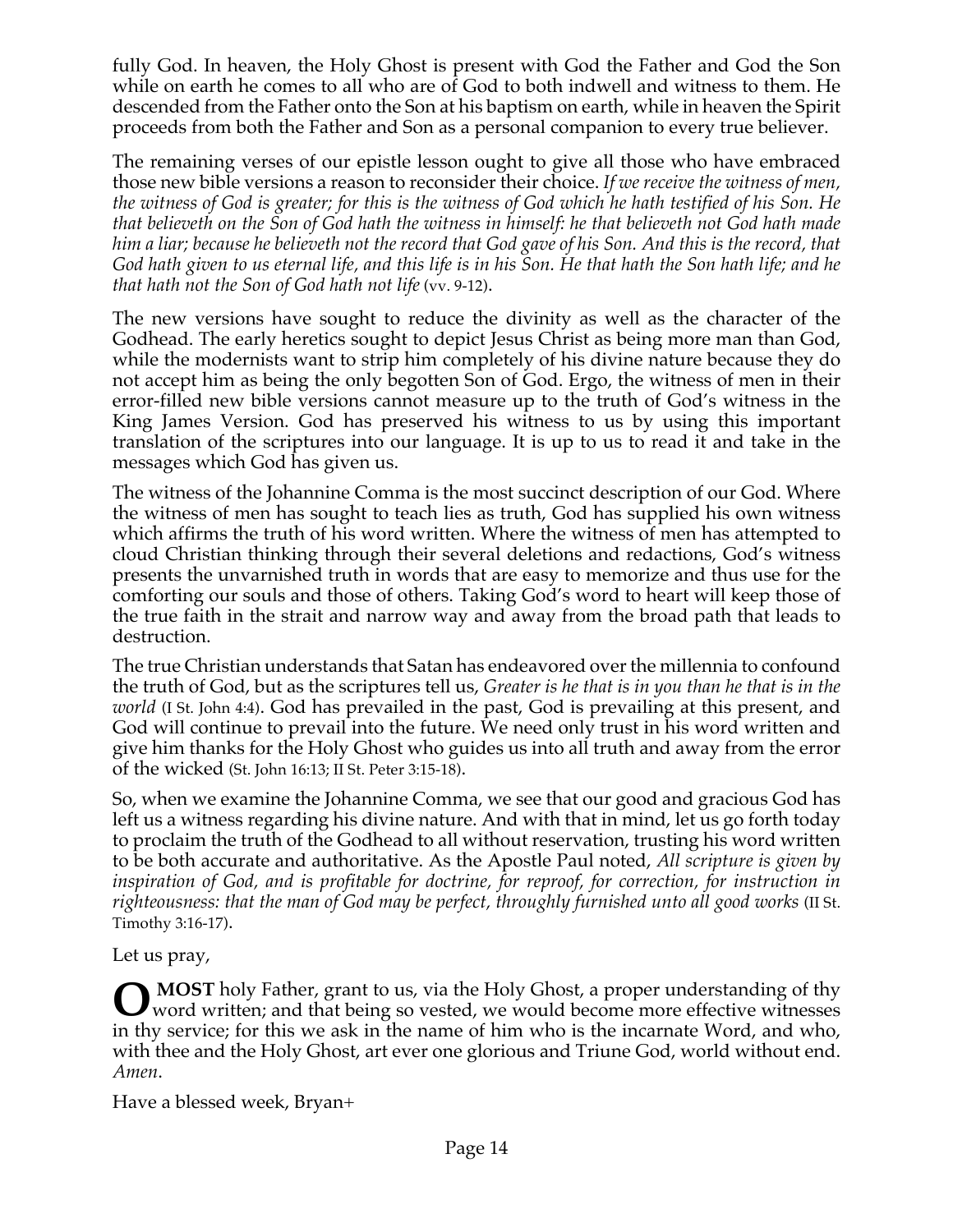fully God. In heaven, the Holy Ghost is present with God the Father and God the Son while on earth he comes to all who are of God to both indwell and witness to them. He descended from the Father onto the Son at his baptism on earth, while in heaven the Spirit proceeds from both the Father and Son as a personal companion to every true believer.

The remaining verses of our epistle lesson ought to give all those who have embraced those new bible versions a reason to reconsider their choice. *If we receive the witness of men, the witness of God is greater; for this is the witness of God which he hath testified of his Son. He that believeth on the Son of God hath the witness in himself: he that believeth not God hath made him a liar; because he believeth not the record that God gave of his Son. And this is the record, that God hath given to us eternal life, and this life is in his Son. He that hath the Son hath life; and he that hath not the Son of God hath not life* (vv. 9-12).

The new versions have sought to reduce the divinity as well as the character of the Godhead. The early heretics sought to depict Jesus Christ as being more man than God, while the modernists want to strip him completely of his divine nature because they do not accept him as being the only begotten Son of God. Ergo, the witness of men in their error-filled new bible versions cannot measure up to the truth of God's witness in the King James Version. God has preserved his witness to us by using this important translation of the scriptures into our language. It is up to us to read it and take in the messages which God has given us.

The witness of the Johannine Comma is the most succinct description of our God. Where the witness of men has sought to teach lies as truth, God has supplied his own witness which affirms the truth of his word written. Where the witness of men has attempted to cloud Christian thinking through their several deletions and redactions, God's witness presents the unvarnished truth in words that are easy to memorize and thus use for the comforting our souls and those of others. Taking God's word to heart will keep those of the true faith in the strait and narrow way and away from the broad path that leads to destruction.

The true Christian understands that Satan has endeavored over the millennia to confound the truth of God, but as the scriptures tell us, *Greater is he that is in you than he that is in the world* (I St. John 4:4). God has prevailed in the past, God is prevailing at this present, and God will continue to prevail into the future. We need only trust in his word written and give him thanks for the Holy Ghost who guides us into all truth and away from the error of the wicked (St. John 16:13; II St. Peter 3:15-18).

So, when we examine the Johannine Comma, we see that our good and gracious God has left us a witness regarding his divine nature. And with that in mind, let us go forth today to proclaim the truth of the Godhead to all without reservation, trusting his word written to be both accurate and authoritative. As the Apostle Paul noted, *All scripture is given by inspiration of God, and is profitable for doctrine, for reproof, for correction, for instruction in righteousness: that the man of God may be perfect, throughly furnished unto all good works* (II St. Timothy 3:16-17).

Let us pray,

**O MOST** holy Father, grant to us, via the Holy Ghost, a proper understanding of thy word written; and that being so vested, we would become more effective witnesses in thy service; for this we ask in the name of him who is the incarnate Word, and who, with thee and the Holy Ghost, art ever one glorious and Triune God, world without end. *Amen*.

Have a blessed week, Bryan+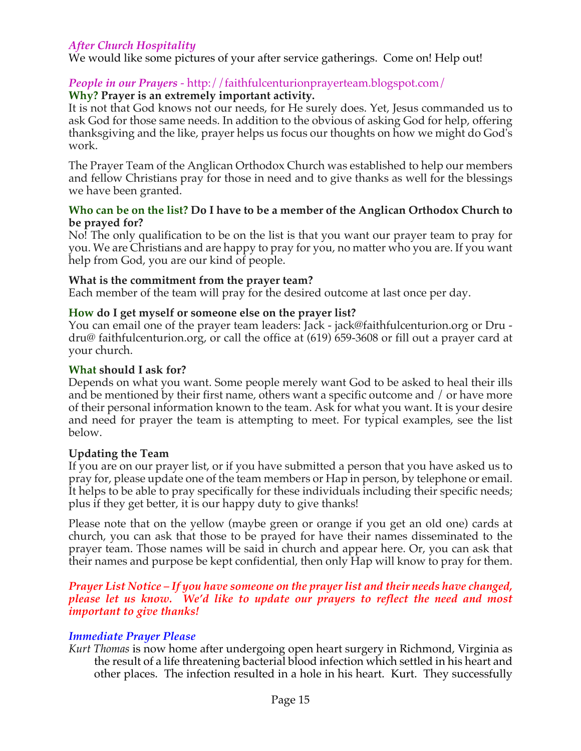### *After Church Hospitality*

We would like some pictures of your after service gatherings. Come on! Help out!

### *People in our Prayers* - http://faithfulcenturionprayerteam.blogspot.com/

**Why? Prayer is an extremely important activity.**

It is not that God knows not our needs, for He surely does. Yet, Jesus commanded us to ask God for those same needs. In addition to the obvious of asking God for help, offering thanksgiving and the like, prayer helps us focus our thoughts on how we might do God's work.

The Prayer Team of the Anglican Orthodox Church was established to help our members and fellow Christians pray for those in need and to give thanks as well for the blessings we have been granted.

**Who can be on the list? Do I have to be a member of the Anglican Orthodox Church to be prayed for?**

No! The only qualification to be on the list is that you want our prayer team to pray for you. We are Christians and are happy to pray for you, no matter who you are. If you want help from God, you are our kind of people.

**What is the commitment from the prayer team?**

Each member of the team will pray for the desired outcome at last once per day.

**How do I get myself or someone else on the prayer list?**

You can email one of the prayer team leaders: Jack - jack@faithfulcenturion.org or Dru - dru@ faithfulcenturion.org, or call the office at (619) 659-3608 or fill out a prayer card at your church.

**What should I ask for?**

Depends on what you want. Some people merely want God to be asked to heal their ills and be mentioned by their first name, others want a specific outcome and / or have more of their personal information known to the team. Ask for what you want. It is your desire and need for prayer the team is attempting to meet. For typical examples, see the list below.

**Updating the Team**

If you are on our prayer list, or if you have submitted a person that you have asked us to pray for, please update one of the team members or Hap in person, by telephone or email. It helps to be able to pray specifically for these individuals including their specific needs; plus if they get better, it is our happy duty to give thanks!

Please note that on the yellow (maybe green or orange if you get an old one) cards at church, you can ask that those to be prayed for have their names disseminated to the prayer team. Those names will be said in church and appear here. Or, you can ask that their names and purpose be kept confidential, then only Hap will know to pray for them.

***Prayer List Notice – If you have someone on the prayer list and their needs have changed, please let us know. We'd like to update our prayers to reflect the need and most important to give thanks!***

### *Immediate Prayer Please*

*Kurt Thomas* is now home after undergoing open heart surgery in Richmond, Virginia as the result of a life threatening bacterial blood infection which settled in his heart and other places. The infection resulted in a hole in his heart. Kurt. They successfully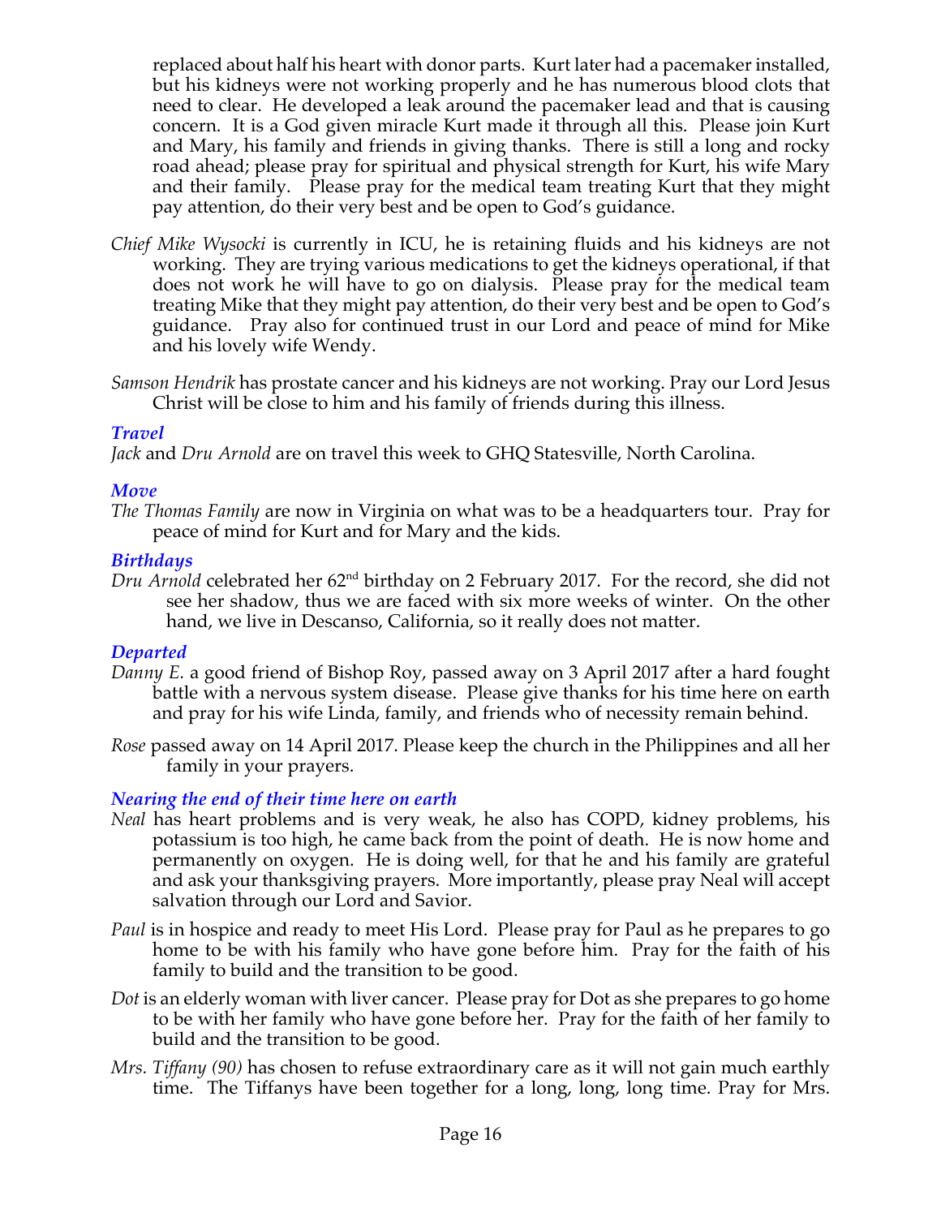replaced about half his heart with donor parts. Kurt later had a pacemaker installed, but his kidneys were not working properly and he has numerous blood clots that need to clear. He developed a leak around the pacemaker lead and that is causing concern. It is a God given miracle Kurt made it through all this. Please join Kurt and Mary, his family and friends in giving thanks. There is still a long and rocky road ahead; please pray for spiritual and physical strength for Kurt, his wife Mary and their family. Please pray for the medical team treating Kurt that they might pay attention, do their very best and be open to God's guidance.

*Chief Mike Wysocki* is currently in ICU, he is retaining fluids and his kidneys are not working. They are trying various medications to get the kidneys operational, if that does not work he will have to go on dialysis. Please pray for the medical team treating Mike that they might pay attention, do their very best and be open to God's guidance. Pray also for continued trust in our Lord and peace of mind for Mike and his lovely wife Wendy.

*Samson Hendrik* has prostate cancer and his kidneys are not working. Pray our Lord Jesus Christ will be close to him and his family of friends during this illness.

### *Travel*

*Jack* and *Dru Arnold* are on travel this week to GHQ Statesville, North Carolina.

### *Move*

*The Thomas Family* are now in Virginia on what was to be a headquarters tour. Pray for peace of mind for Kurt and for Mary and the kids.

### *Birthdays*

*Dru Arnold* celebrated her 62nd birthday on 2 February 2017. For the record, she did not see her shadow, thus we are faced with six more weeks of winter. On the other hand, we live in Descanso, California, so it really does not matter.

### *Departed*

*Danny E.* a good friend of Bishop Roy, passed away on 3 April 2017 after a hard fought battle with a nervous system disease. Please give thanks for his time here on earth and pray for his wife Linda, family, and friends who of necessity remain behind.

*Rose* passed away on 14 April 2017. Please keep the church in the Philippines and all her family in your prayers.

### *Nearing the end of their time here on earth*

*Neal* has heart problems and is very weak, he also has COPD, kidney problems, his potassium is too high, he came back from the point of death. He is now home and permanently on oxygen. He is doing well, for that he and his family are grateful and ask your thanksgiving prayers. More importantly, please pray Neal will accept salvation through our Lord and Savior.

*Paul* is in hospice and ready to meet His Lord. Please pray for Paul as he prepares to go home to be with his family who have gone before him. Pray for the faith of his family to build and the transition to be good.

*Dot* is an elderly woman with liver cancer. Please pray for Dot as she prepares to go home to be with her family who have gone before her. Pray for the faith of her family to build and the transition to be good.

*Mrs. Tiffany (90)* has chosen to refuse extraordinary care as it will not gain much earthly time. The Tiffanys have been together for a long, long, long time. Pray for Mrs.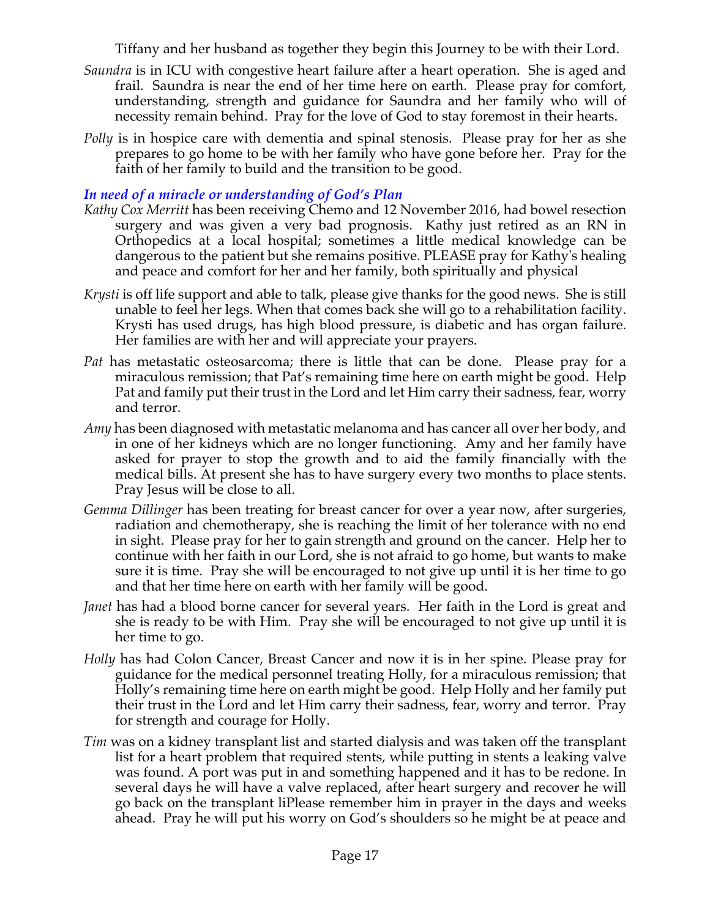Tiffany and her husband as together they begin this Journey to be with their Lord.

*Saundra* is in ICU with congestive heart failure after a heart operation. She is aged and frail. Saundra is near the end of her time here on earth. Please pray for comfort, understanding, strength and guidance for Saundra and her family who will of necessity remain behind. Pray for the love of God to stay foremost in their hearts.

*Polly* is in hospice care with dementia and spinal stenosis. Please pray for her as she prepares to go home to be with her family who have gone before her. Pray for the faith of her family to build and the transition to be good.

### *In need of a miracle or understanding of God's Plan*

*Kathy Cox Merritt* has been receiving Chemo and 12 November 2016, had bowel resection surgery and was given a very bad prognosis. Kathy just retired as an RN in Orthopedics at a local hospital; sometimes a little medical knowledge can be dangerous to the patient but she remains positive. PLEASE pray for Kathy's healing and peace and comfort for her and her family, both spiritually and physical

*Krysti* is off life support and able to talk, please give thanks for the good news. She is still unable to feel her legs. When that comes back she will go to a rehabilitation facility. Krysti has used drugs, has high blood pressure, is diabetic and has organ failure. Her families are with her and will appreciate your prayers.

*Pat* has metastatic osteosarcoma; there is little that can be done. Please pray for a miraculous remission; that Pat's remaining time here on earth might be good. Help Pat and family put their trust in the Lord and let Him carry their sadness, fear, worry and terror.

*Amy* has been diagnosed with metastatic melanoma and has cancer all over her body, and in one of her kidneys which are no longer functioning. Amy and her family have asked for prayer to stop the growth and to aid the family financially with the medical bills. At present she has to have surgery every two months to place stents. Pray Jesus will be close to all.

*Gemma Dillinger* has been treating for breast cancer for over a year now, after surgeries, radiation and chemotherapy, she is reaching the limit of her tolerance with no end in sight. Please pray for her to gain strength and ground on the cancer. Help her to continue with her faith in our Lord, she is not afraid to go home, but wants to make sure it is time. Pray she will be encouraged to not give up until it is her time to go and that her time here on earth with her family will be good.

*Janet* has had a blood borne cancer for several years. Her faith in the Lord is great and she is ready to be with Him. Pray she will be encouraged to not give up until it is her time to go.

*Holly* has had Colon Cancer, Breast Cancer and now it is in her spine. Please pray for guidance for the medical personnel treating Holly, for a miraculous remission; that Holly's remaining time here on earth might be good. Help Holly and her family put their trust in the Lord and let Him carry their sadness, fear, worry and terror. Pray for strength and courage for Holly.

*Tim* was on a kidney transplant list and started dialysis and was taken off the transplant list for a heart problem that required stents, while putting in stents a leaking valve was found. A port was put in and something happened and it has to be redone. In several days he will have a valve replaced, after heart surgery and recover he will go back on the transplant liPlease remember him in prayer in the days and weeks ahead. Pray he will put his worry on God's shoulders so he might be at peace and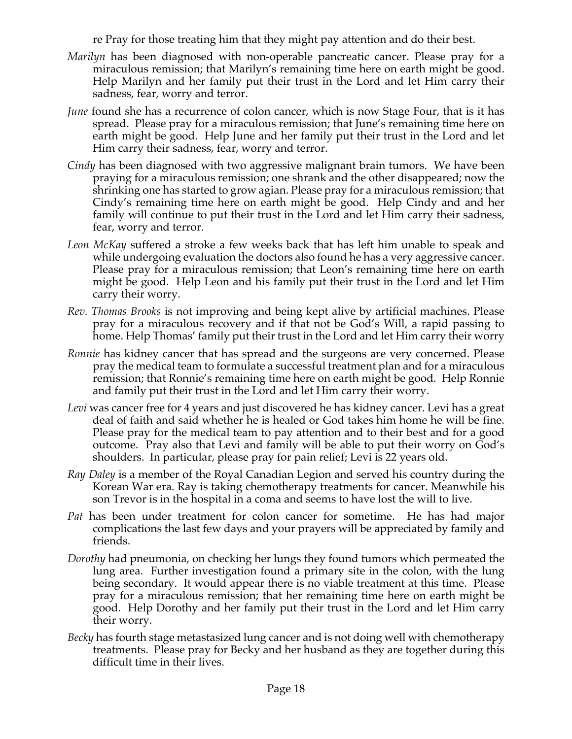re Pray for those treating him that they might pay attention and do their best.

*Marilyn* has been diagnosed with non-operable pancreatic cancer. Please pray for a miraculous remission; that Marilyn's remaining time here on earth might be good. Help Marilyn and her family put their trust in the Lord and let Him carry their sadness, fear, worry and terror.

*June* found she has a recurrence of colon cancer, which is now Stage Four, that is it has spread. Please pray for a miraculous remission; that June's remaining time here on earth might be good. Help June and her family put their trust in the Lord and let Him carry their sadness, fear, worry and terror.

*Cindy* has been diagnosed with two aggressive malignant brain tumors. We have been praying for a miraculous remission; one shrank and the other disappeared; now the shrinking one has started to grow agian. Please pray for a miraculous remission; that Cindy's remaining time here on earth might be good. Help Cindy and and her family will continue to put their trust in the Lord and let Him carry their sadness, fear, worry and terror.

*Leon McKay* suffered a stroke a few weeks back that has left him unable to speak and while undergoing evaluation the doctors also found he has a very aggressive cancer. Please pray for a miraculous remission; that Leon's remaining time here on earth might be good. Help Leon and his family put their trust in the Lord and let Him carry their worry.

*Rev. Thomas Brooks* is not improving and being kept alive by artificial machines. Please pray for a miraculous recovery and if that not be God's Will, a rapid passing to home. Help Thomas' family put their trust in the Lord and let Him carry their worry

*Ronnie* has kidney cancer that has spread and the surgeons are very concerned. Please pray the medical team to formulate a successful treatment plan and for a miraculous remission; that Ronnie's remaining time here on earth might be good. Help Ronnie and family put their trust in the Lord and let Him carry their worry.

*Levi* was cancer free for 4 years and just discovered he has kidney cancer. Levi has a great deal of faith and said whether he is healed or God takes him home he will be fine. Please pray for the medical team to pay attention and to their best and for a good outcome. Pray also that Levi and family will be able to put their worry on God's shoulders. In particular, please pray for pain relief; Levi is 22 years old.

*Ray Daley* is a member of the Royal Canadian Legion and served his country during the Korean War era. Ray is taking chemotherapy treatments for cancer. Meanwhile his son Trevor is in the hospital in a coma and seems to have lost the will to live.

*Pat* has been under treatment for colon cancer for sometime. He has had major complications the last few days and your prayers will be appreciated by family and friends.

*Dorothy* had pneumonia, on checking her lungs they found tumors which permeated the lung area. Further investigation found a primary site in the colon, with the lung being secondary. It would appear there is no viable treatment at this time. Please pray for a miraculous remission; that her remaining time here on earth might be good. Help Dorothy and her family put their trust in the Lord and let Him carry their worry.

*Becky* has fourth stage metastasized lung cancer and is not doing well with chemotherapy treatments. Please pray for Becky and her husband as they are together during this difficult time in their lives.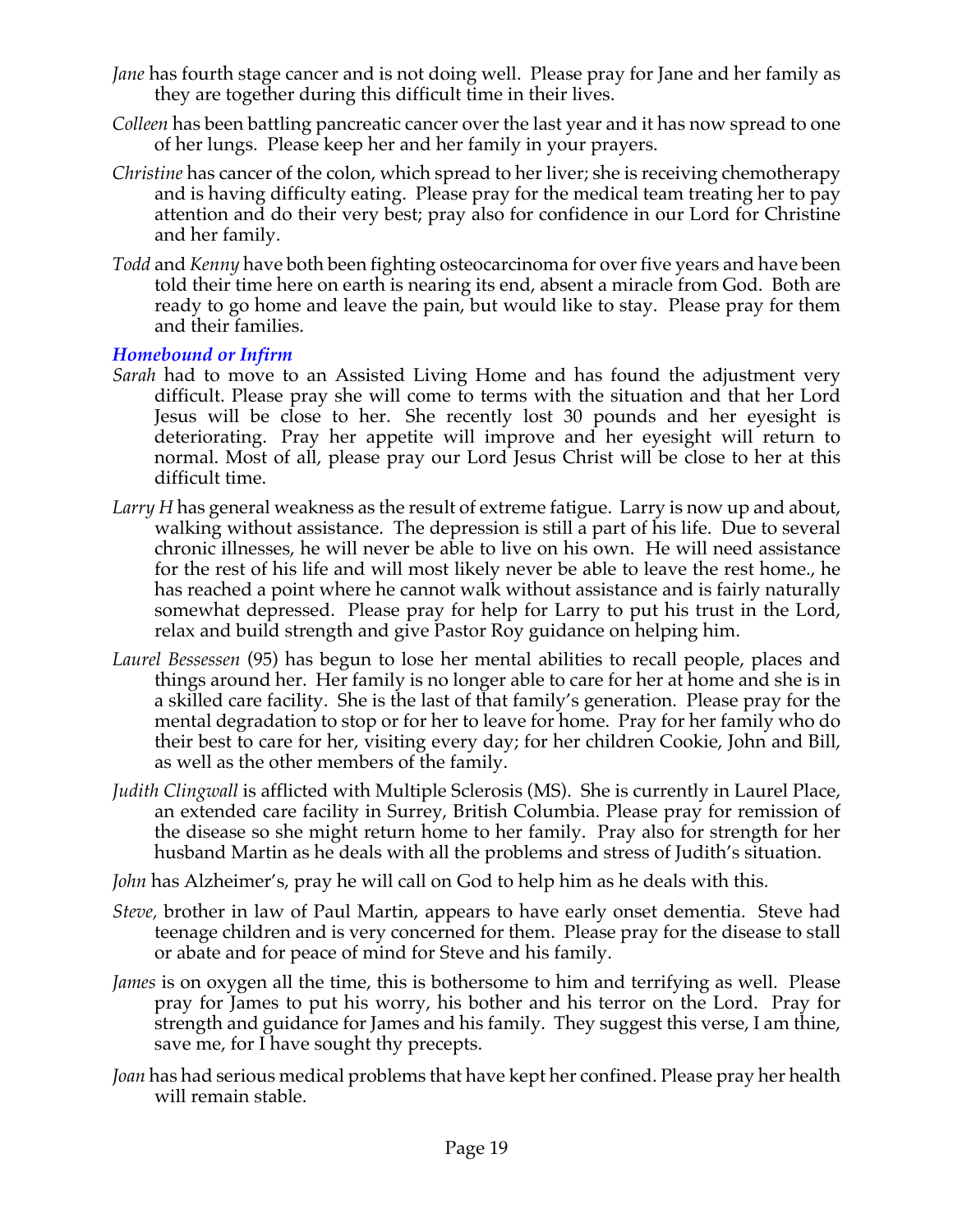*Jane* has fourth stage cancer and is not doing well. Please pray for Jane and her family as they are together during this difficult time in their lives.

*Colleen* has been battling pancreatic cancer over the last year and it has now spread to one of her lungs. Please keep her and her family in your prayers.

*Christine* has cancer of the colon, which spread to her liver; she is receiving chemotherapy and is having difficulty eating. Please pray for the medical team treating her to pay attention and do their very best; pray also for confidence in our Lord for Christine and her family.

*Todd* and *Kenny* have both been fighting osteocarcinoma for over five years and have been told their time here on earth is nearing its end, absent a miracle from God. Both are ready to go home and leave the pain, but would like to stay. Please pray for them and their families.

### *Homebound or Infirm*

*Sarah* had to move to an Assisted Living Home and has found the adjustment very difficult. Please pray she will come to terms with the situation and that her Lord Jesus will be close to her. She recently lost 30 pounds and her eyesight is deteriorating. Pray her appetite will improve and her eyesight will return to normal. Most of all, please pray our Lord Jesus Christ will be close to her at this difficult time.

*Larry H* has general weakness as the result of extreme fatigue. Larry is now up and about, walking without assistance. The depression is still a part of his life. Due to several chronic illnesses, he will never be able to live on his own. He will need assistance for the rest of his life and will most likely never be able to leave the rest home., he has reached a point where he cannot walk without assistance and is fairly naturally somewhat depressed. Please pray for help for Larry to put his trust in the Lord, relax and build strength and give Pastor Roy guidance on helping him.

*Laurel Bessessen* (95) has begun to lose her mental abilities to recall people, places and things around her. Her family is no longer able to care for her at home and she is in a skilled care facility. She is the last of that family's generation. Please pray for the mental degradation to stop or for her to leave for home. Pray for her family who do their best to care for her, visiting every day; for her children Cookie, John and Bill, as well as the other members of the family.

*Judith Clingwall* is afflicted with Multiple Sclerosis (MS). She is currently in Laurel Place, an extended care facility in Surrey, British Columbia. Please pray for remission of the disease so she might return home to her family. Pray also for strength for her husband Martin as he deals with all the problems and stress of Judith's situation.

*John* has Alzheimer's, pray he will call on God to help him as he deals with this.

*Steve,* brother in law of Paul Martin, appears to have early onset dementia. Steve had teenage children and is very concerned for them. Please pray for the disease to stall or abate and for peace of mind for Steve and his family.

*James* is on oxygen all the time, this is bothersome to him and terrifying as well. Please pray for James to put his worry, his bother and his terror on the Lord. Pray for strength and guidance for James and his family. They suggest this verse, I am thine, save me, for I have sought thy precepts.

*Joan* has had serious medical problems that have kept her confined. Please pray her health will remain stable.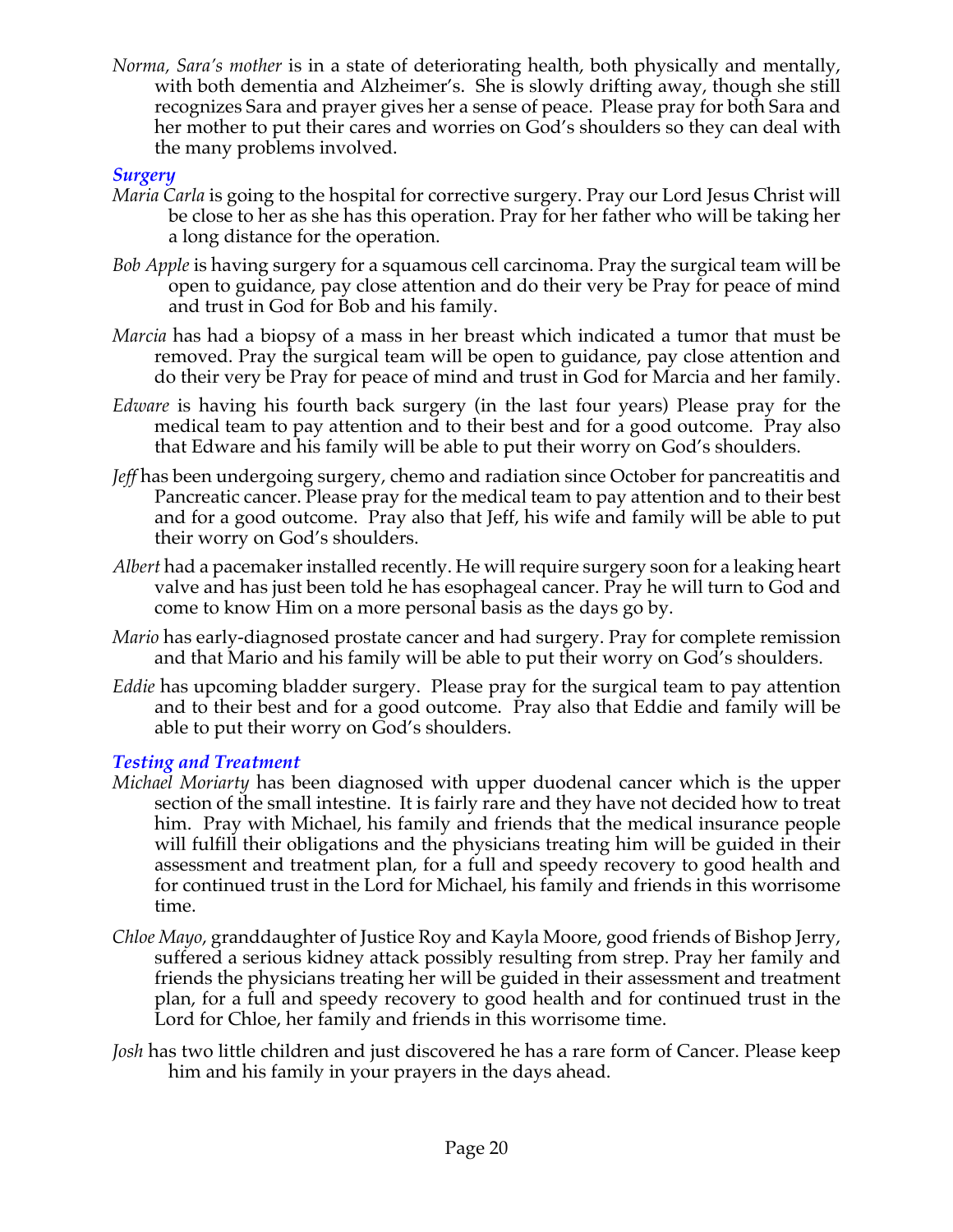*Norma, Sara's mother* is in a state of deteriorating health, both physically and mentally, with both dementia and Alzheimer's. She is slowly drifting away, though she still recognizes Sara and prayer gives her a sense of peace. Please pray for both Sara and her mother to put their cares and worries on God's shoulders so they can deal with the many problems involved.

### *Surgery*

*Maria Carla* is going to the hospital for corrective surgery. Pray our Lord Jesus Christ will be close to her as she has this operation. Pray for her father who will be taking her a long distance for the operation.

*Bob Apple* is having surgery for a squamous cell carcinoma. Pray the surgical team will be open to guidance, pay close attention and do their very be Pray for peace of mind and trust in God for Bob and his family.

*Marcia* has had a biopsy of a mass in her breast which indicated a tumor that must be removed. Pray the surgical team will be open to guidance, pay close attention and do their very be Pray for peace of mind and trust in God for Marcia and her family.

*Edware* is having his fourth back surgery (in the last four years) Please pray for the medical team to pay attention and to their best and for a good outcome. Pray also that Edware and his family will be able to put their worry on God's shoulders.

*Jeff* has been undergoing surgery, chemo and radiation since October for pancreatitis and Pancreatic cancer. Please pray for the medical team to pay attention and to their best and for a good outcome. Pray also that Jeff, his wife and family will be able to put their worry on God's shoulders.

*Albert* had a pacemaker installed recently. He will require surgery soon for a leaking heart valve and has just been told he has esophageal cancer. Pray he will turn to God and come to know Him on a more personal basis as the days go by.

*Mario* has early-diagnosed prostate cancer and had surgery. Pray for complete remission and that Mario and his family will be able to put their worry on God's shoulders.

*Eddie* has upcoming bladder surgery. Please pray for the surgical team to pay attention and to their best and for a good outcome. Pray also that Eddie and family will be able to put their worry on God's shoulders.

### *Testing and Treatment*

*Michael Moriarty* has been diagnosed with upper duodenal cancer which is the upper section of the small intestine. It is fairly rare and they have not decided how to treat him. Pray with Michael, his family and friends that the medical insurance people will fulfill their obligations and the physicians treating him will be guided in their assessment and treatment plan, for a full and speedy recovery to good health and for continued trust in the Lord for Michael, his family and friends in this worrisome time.

*Chloe Mayo*, granddaughter of Justice Roy and Kayla Moore, good friends of Bishop Jerry, suffered a serious kidney attack possibly resulting from strep. Pray her family and friends the physicians treating her will be guided in their assessment and treatment plan, for a full and speedy recovery to good health and for continued trust in the Lord for Chloe, her family and friends in this worrisome time.

*Josh* has two little children and just discovered he has a rare form of Cancer. Please keep him and his family in your prayers in the days ahead.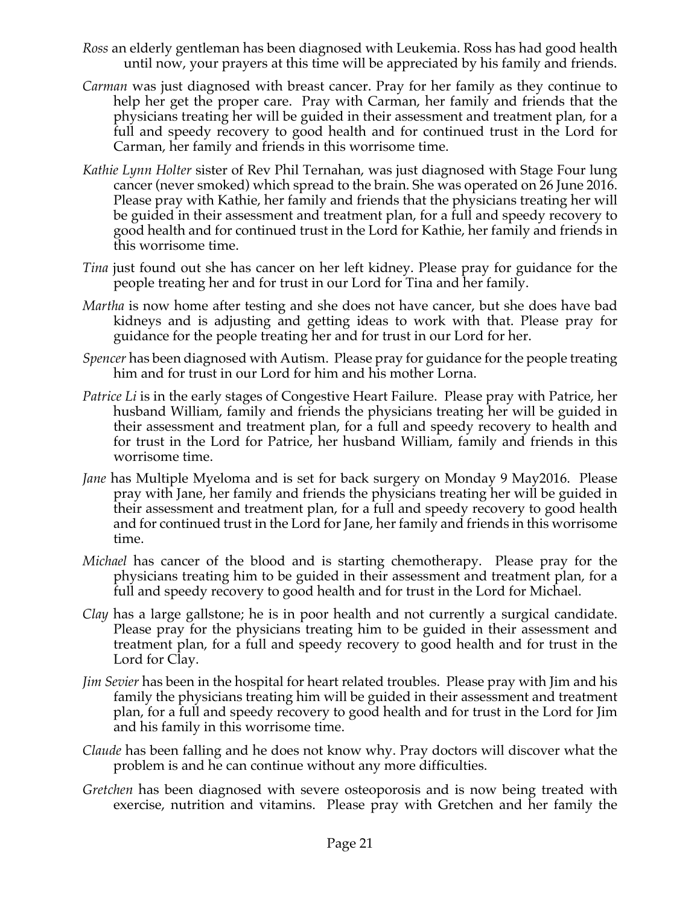*Ross* an elderly gentleman has been diagnosed with Leukemia. Ross has had good health until now, your prayers at this time will be appreciated by his family and friends.

*Carman* was just diagnosed with breast cancer. Pray for her family as they continue to help her get the proper care. Pray with Carman, her family and friends that the physicians treating her will be guided in their assessment and treatment plan, for a full and speedy recovery to good health and for continued trust in the Lord for Carman, her family and friends in this worrisome time.

*Kathie Lynn Holter* sister of Rev Phil Ternahan, was just diagnosed with Stage Four lung cancer (never smoked) which spread to the brain. She was operated on 26 June 2016. Please pray with Kathie, her family and friends that the physicians treating her will be guided in their assessment and treatment plan, for a full and speedy recovery to good health and for continued trust in the Lord for Kathie, her family and friends in this worrisome time.

*Tina* just found out she has cancer on her left kidney. Please pray for guidance for the people treating her and for trust in our Lord for Tina and her family.

*Martha* is now home after testing and she does not have cancer, but she does have bad kidneys and is adjusting and getting ideas to work with that. Please pray for guidance for the people treating her and for trust in our Lord for her.

*Spencer* has been diagnosed with Autism. Please pray for guidance for the people treating him and for trust in our Lord for him and his mother Lorna.

*Patrice Li* is in the early stages of Congestive Heart Failure. Please pray with Patrice, her husband William, family and friends the physicians treating her will be guided in their assessment and treatment plan, for a full and speedy recovery to health and for trust in the Lord for Patrice, her husband William, family and friends in this worrisome time.

*Jane* has Multiple Myeloma and is set for back surgery on Monday 9 May2016. Please pray with Jane, her family and friends the physicians treating her will be guided in their assessment and treatment plan, for a full and speedy recovery to good health and for continued trust in the Lord for Jane, her family and friends in this worrisome time.

*Michael* has cancer of the blood and is starting chemotherapy. Please pray for the physicians treating him to be guided in their assessment and treatment plan, for a full and speedy recovery to good health and for trust in the Lord for Michael.

*Clay* has a large gallstone; he is in poor health and not currently a surgical candidate. Please pray for the physicians treating him to be guided in their assessment and treatment plan, for a full and speedy recovery to good health and for trust in the Lord for Clay.

*Jim Sevier* has been in the hospital for heart related troubles. Please pray with Jim and his family the physicians treating him will be guided in their assessment and treatment plan, for a full and speedy recovery to good health and for trust in the Lord for Jim and his family in this worrisome time.

*Claude* has been falling and he does not know why. Pray doctors will discover what the problem is and he can continue without any more difficulties.

*Gretchen* has been diagnosed with severe osteoporosis and is now being treated with exercise, nutrition and vitamins. Please pray with Gretchen and her family the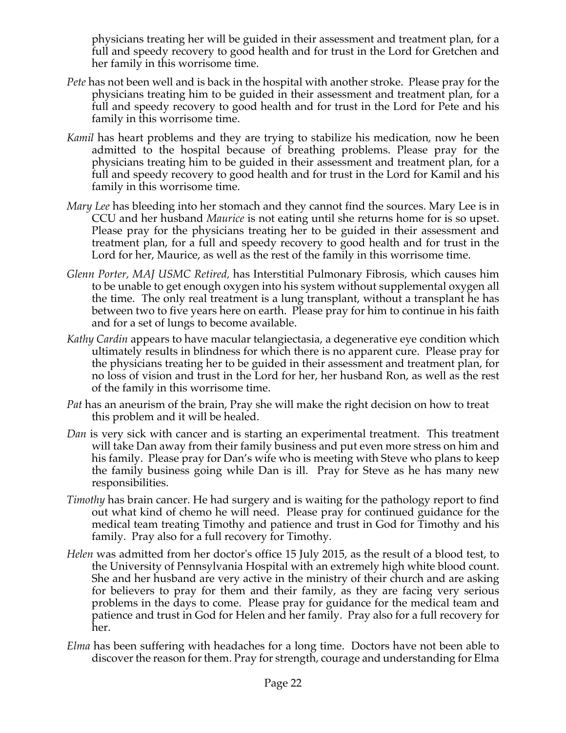physicians treating her will be guided in their assessment and treatment plan, for a full and speedy recovery to good health and for trust in the Lord for Gretchen and her family in this worrisome time.

*Pete* has not been well and is back in the hospital with another stroke. Please pray for the physicians treating him to be guided in their assessment and treatment plan, for a full and speedy recovery to good health and for trust in the Lord for Pete and his family in this worrisome time.

*Kamil* has heart problems and they are trying to stabilize his medication, now he been admitted to the hospital because of breathing problems. Please pray for the physicians treating him to be guided in their assessment and treatment plan, for a full and speedy recovery to good health and for trust in the Lord for Kamil and his family in this worrisome time.

*Mary Lee* has bleeding into her stomach and they cannot find the sources. Mary Lee is in CCU and her husband *Maurice* is not eating until she returns home for is so upset. Please pray for the physicians treating her to be guided in their assessment and treatment plan, for a full and speedy recovery to good health and for trust in the Lord for her, Maurice, as well as the rest of the family in this worrisome time.

*Glenn Porter, MAJ USMC Retired,* has Interstitial Pulmonary Fibrosis, which causes him to be unable to get enough oxygen into his system without supplemental oxygen all the time. The only real treatment is a lung transplant, without a transplant he has between two to five years here on earth. Please pray for him to continue in his faith and for a set of lungs to become available.

*Kathy Cardin* appears to have macular telangiectasia, a degenerative eye condition which ultimately results in blindness for which there is no apparent cure. Please pray for the physicians treating her to be guided in their assessment and treatment plan, for no loss of vision and trust in the Lord for her, her husband Ron, as well as the rest of the family in this worrisome time.

*Pat* has an aneurism of the brain, Pray she will make the right decision on how to treat this problem and it will be healed.

*Dan* is very sick with cancer and is starting an experimental treatment. This treatment will take Dan away from their family business and put even more stress on him and his family. Please pray for Dan's wife who is meeting with Steve who plans to keep the family business going while Dan is ill. Pray for Steve as he has many new responsibilities.

*Timothy* has brain cancer. He had surgery and is waiting for the pathology report to find out what kind of chemo he will need. Please pray for continued guidance for the medical team treating Timothy and patience and trust in God for Timothy and his family. Pray also for a full recovery for Timothy.

*Helen* was admitted from her doctor's office 15 July 2015, as the result of a blood test, to the University of Pennsylvania Hospital with an extremely high white blood count. She and her husband are very active in the ministry of their church and are asking for believers to pray for them and their family, as they are facing very serious problems in the days to come. Please pray for guidance for the medical team and patience and trust in God for Helen and her family. Pray also for a full recovery for her.

*Elma* has been suffering with headaches for a long time. Doctors have not been able to discover the reason for them. Pray for strength, courage and understanding for Elma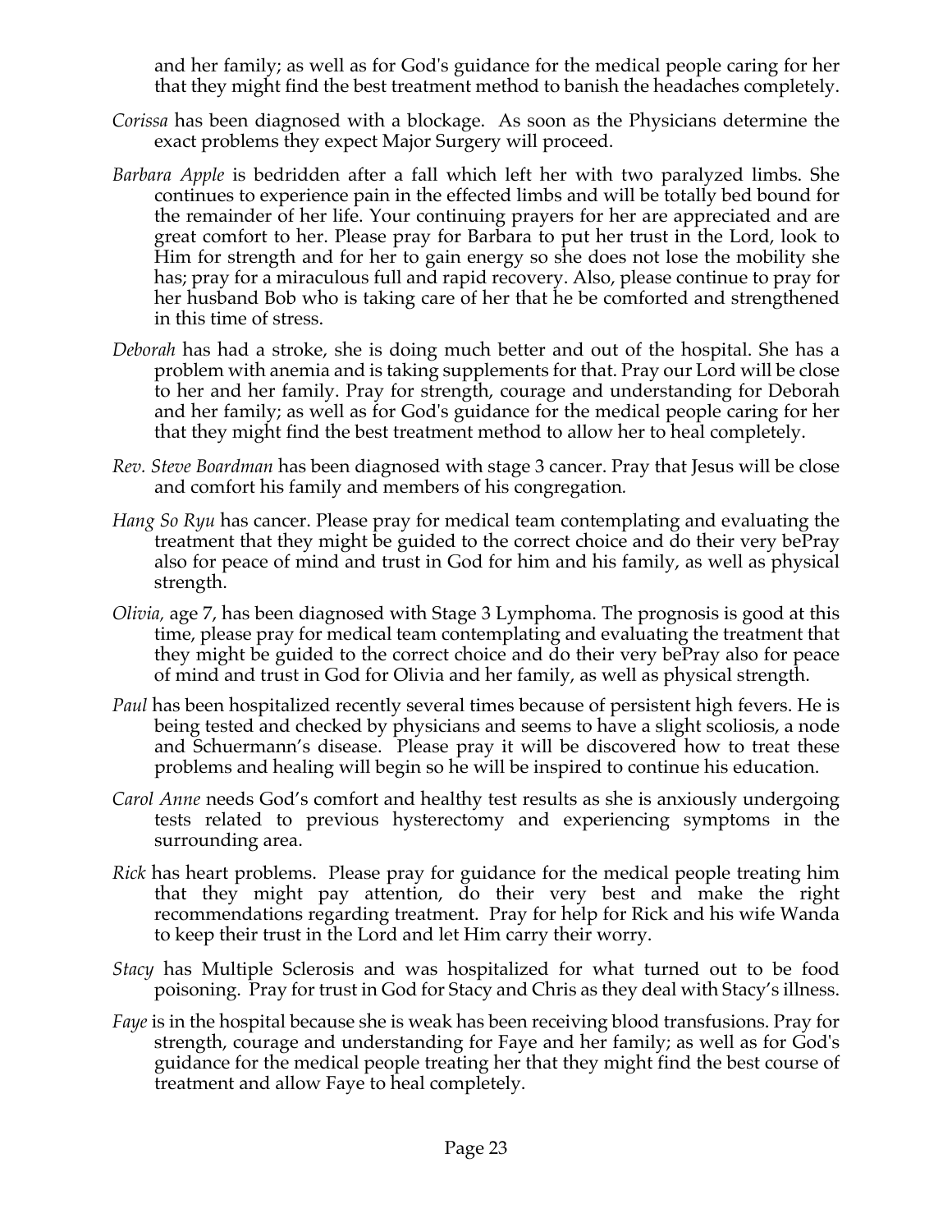and her family; as well as for God's guidance for the medical people caring for her that they might find the best treatment method to banish the headaches completely.

*Corissa* has been diagnosed with a blockage. As soon as the Physicians determine the exact problems they expect Major Surgery will proceed.

*Barbara Apple* is bedridden after a fall which left her with two paralyzed limbs. She continues to experience pain in the effected limbs and will be totally bed bound for the remainder of her life. Your continuing prayers for her are appreciated and are great comfort to her. Please pray for Barbara to put her trust in the Lord, look to Him for strength and for her to gain energy so she does not lose the mobility she has; pray for a miraculous full and rapid recovery. Also, please continue to pray for her husband Bob who is taking care of her that he be comforted and strengthened in this time of stress.

*Deborah* has had a stroke, she is doing much better and out of the hospital. She has a problem with anemia and is taking supplements for that. Pray our Lord will be close to her and her family. Pray for strength, courage and understanding for Deborah and her family; as well as for God's guidance for the medical people caring for her that they might find the best treatment method to allow her to heal completely.

*Rev. Steve Boardman* has been diagnosed with stage 3 cancer. Pray that Jesus will be close and comfort his family and members of his congregation.

*Hang So Ryu* has cancer. Please pray for medical team contemplating and evaluating the treatment that they might be guided to the correct choice and do their very bePray also for peace of mind and trust in God for him and his family, as well as physical strength.

*Olivia,* age 7, has been diagnosed with Stage 3 Lymphoma. The prognosis is good at this time, please pray for medical team contemplating and evaluating the treatment that they might be guided to the correct choice and do their very bePray also for peace of mind and trust in God for Olivia and her family, as well as physical strength.

*Paul* has been hospitalized recently several times because of persistent high fevers. He is being tested and checked by physicians and seems to have a slight scoliosis, a node and Schuermann's disease. Please pray it will be discovered how to treat these problems and healing will begin so he will be inspired to continue his education.

*Carol Anne* needs God's comfort and healthy test results as she is anxiously undergoing tests related to previous hysterectomy and experiencing symptoms in the surrounding area.

*Rick* has heart problems. Please pray for guidance for the medical people treating him that they might pay attention, do their very best and make the right recommendations regarding treatment. Pray for help for Rick and his wife Wanda to keep their trust in the Lord and let Him carry their worry.

*Stacy* has Multiple Sclerosis and was hospitalized for what turned out to be food poisoning. Pray for trust in God for Stacy and Chris as they deal with Stacy's illness.

*Faye* is in the hospital because she is weak has been receiving blood transfusions. Pray for strength, courage and understanding for Faye and her family; as well as for God's guidance for the medical people treating her that they might find the best course of treatment and allow Faye to heal completely.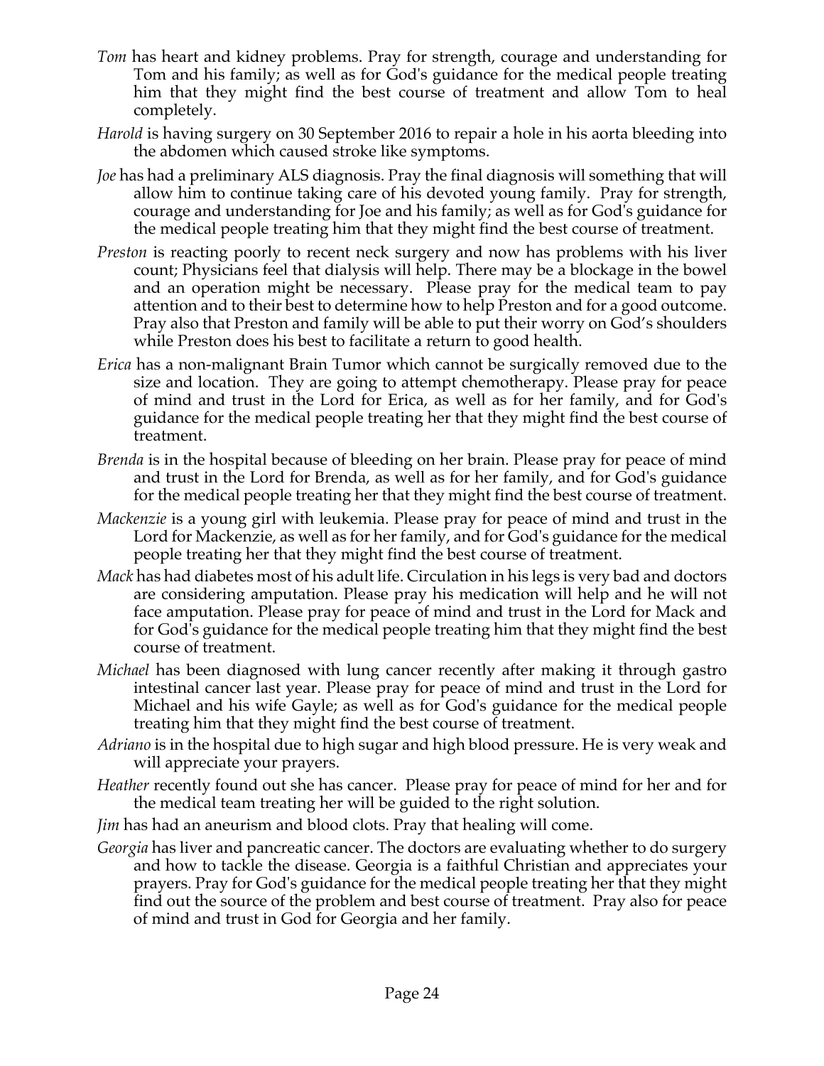*Tom* has heart and kidney problems. Pray for strength, courage and understanding for Tom and his family; as well as for God's guidance for the medical people treating him that they might find the best course of treatment and allow Tom to heal completely.

*Harold* is having surgery on 30 September 2016 to repair a hole in his aorta bleeding into the abdomen which caused stroke like symptoms.

*Joe* has had a preliminary ALS diagnosis. Pray the final diagnosis will something that will allow him to continue taking care of his devoted young family. Pray for strength, courage and understanding for Joe and his family; as well as for God's guidance for the medical people treating him that they might find the best course of treatment.

*Preston* is reacting poorly to recent neck surgery and now has problems with his liver count; Physicians feel that dialysis will help. There may be a blockage in the bowel and an operation might be necessary. Please pray for the medical team to pay attention and to their best to determine how to help Preston and for a good outcome. Pray also that Preston and family will be able to put their worry on God's shoulders while Preston does his best to facilitate a return to good health.

*Erica* has a non-malignant Brain Tumor which cannot be surgically removed due to the size and location. They are going to attempt chemotherapy. Please pray for peace of mind and trust in the Lord for Erica, as well as for her family, and for God's guidance for the medical people treating her that they might find the best course of treatment.

*Brenda* is in the hospital because of bleeding on her brain. Please pray for peace of mind and trust in the Lord for Brenda, as well as for her family, and for God's guidance for the medical people treating her that they might find the best course of treatment.

*Mackenzie* is a young girl with leukemia. Please pray for peace of mind and trust in the Lord for Mackenzie, as well as for her family, and for God's guidance for the medical people treating her that they might find the best course of treatment.

*Mack* has had diabetes most of his adult life. Circulation in his legs is very bad and doctors are considering amputation. Please pray his medication will help and he will not face amputation. Please pray for peace of mind and trust in the Lord for Mack and for God's guidance for the medical people treating him that they might find the best course of treatment.

*Michael* has been diagnosed with lung cancer recently after making it through gastro intestinal cancer last year. Please pray for peace of mind and trust in the Lord for Michael and his wife Gayle; as well as for God's guidance for the medical people treating him that they might find the best course of treatment.

*Adriano* is in the hospital due to high sugar and high blood pressure. He is very weak and will appreciate your prayers.

*Heather* recently found out she has cancer. Please pray for peace of mind for her and for the medical team treating her will be guided to the right solution.

*Jim* has had an aneurism and blood clots. Pray that healing will come.

*Georgia* has liver and pancreatic cancer. The doctors are evaluating whether to do surgery and how to tackle the disease. Georgia is a faithful Christian and appreciates your prayers. Pray for God's guidance for the medical people treating her that they might find out the source of the problem and best course of treatment. Pray also for peace of mind and trust in God for Georgia and her family.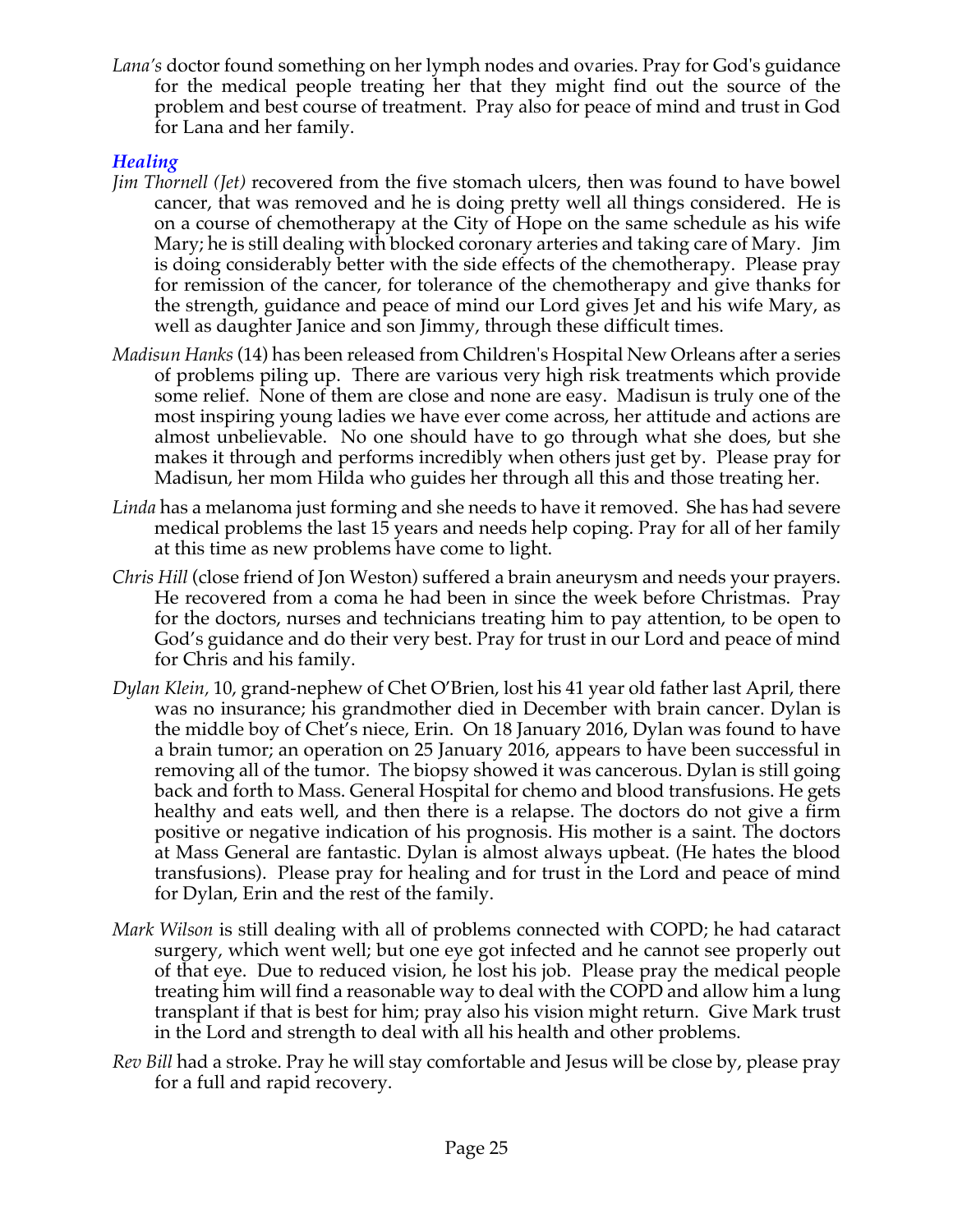*Lana's* doctor found something on her lymph nodes and ovaries. Pray for God's guidance for the medical people treating her that they might find out the source of the problem and best course of treatment. Pray also for peace of mind and trust in God for Lana and her family.

### *Healing*

*Jim Thornell (Jet)* recovered from the five stomach ulcers, then was found to have bowel cancer, that was removed and he is doing pretty well all things considered. He is on a course of chemotherapy at the City of Hope on the same schedule as his wife Mary; he is still dealing with blocked coronary arteries and taking care of Mary. Jim is doing considerably better with the side effects of the chemotherapy. Please pray for remission of the cancer, for tolerance of the chemotherapy and give thanks for the strength, guidance and peace of mind our Lord gives Jet and his wife Mary, as well as daughter Janice and son Jimmy, through these difficult times.

*Madisun Hanks* (14) has been released from Children's Hospital New Orleans after a series of problems piling up. There are various very high risk treatments which provide some relief. None of them are close and none are easy. Madisun is truly one of the most inspiring young ladies we have ever come across, her attitude and actions are almost unbelievable. No one should have to go through what she does, but she makes it through and performs incredibly when others just get by. Please pray for Madisun, her mom Hilda who guides her through all this and those treating her.

*Linda* has a melanoma just forming and she needs to have it removed. She has had severe medical problems the last 15 years and needs help coping. Pray for all of her family at this time as new problems have come to light.

*Chris Hill* (close friend of Jon Weston) suffered a brain aneurysm and needs your prayers. He recovered from a coma he had been in since the week before Christmas. Pray for the doctors, nurses and technicians treating him to pay attention, to be open to God's guidance and do their very best. Pray for trust in our Lord and peace of mind for Chris and his family.

*Dylan Klein*, 10, grand-nephew of Chet O'Brien, lost his 41 year old father last April, there was no insurance; his grandmother died in December with brain cancer. Dylan is the middle boy of Chet's niece, Erin. On 18 January 2016, Dylan was found to have a brain tumor; an operation on 25 January 2016, appears to have been successful in removing all of the tumor. The biopsy showed it was cancerous. Dylan is still going back and forth to Mass. General Hospital for chemo and blood transfusions. He gets healthy and eats well, and then there is a relapse. The doctors do not give a firm positive or negative indication of his prognosis. His mother is a saint. The doctors at Mass General are fantastic. Dylan is almost always upbeat. (He hates the blood transfusions). Please pray for healing and for trust in the Lord and peace of mind for Dylan, Erin and the rest of the family.

*Mark Wilson* is still dealing with all of problems connected with COPD; he had cataract surgery, which went well; but one eye got infected and he cannot see properly out of that eye. Due to reduced vision, he lost his job. Please pray the medical people treating him will find a reasonable way to deal with the COPD and allow him a lung transplant if that is best for him; pray also his vision might return. Give Mark trust in the Lord and strength to deal with all his health and other problems.

*Rev Bill* had a stroke. Pray he will stay comfortable and Jesus will be close by, please pray for a full and rapid recovery.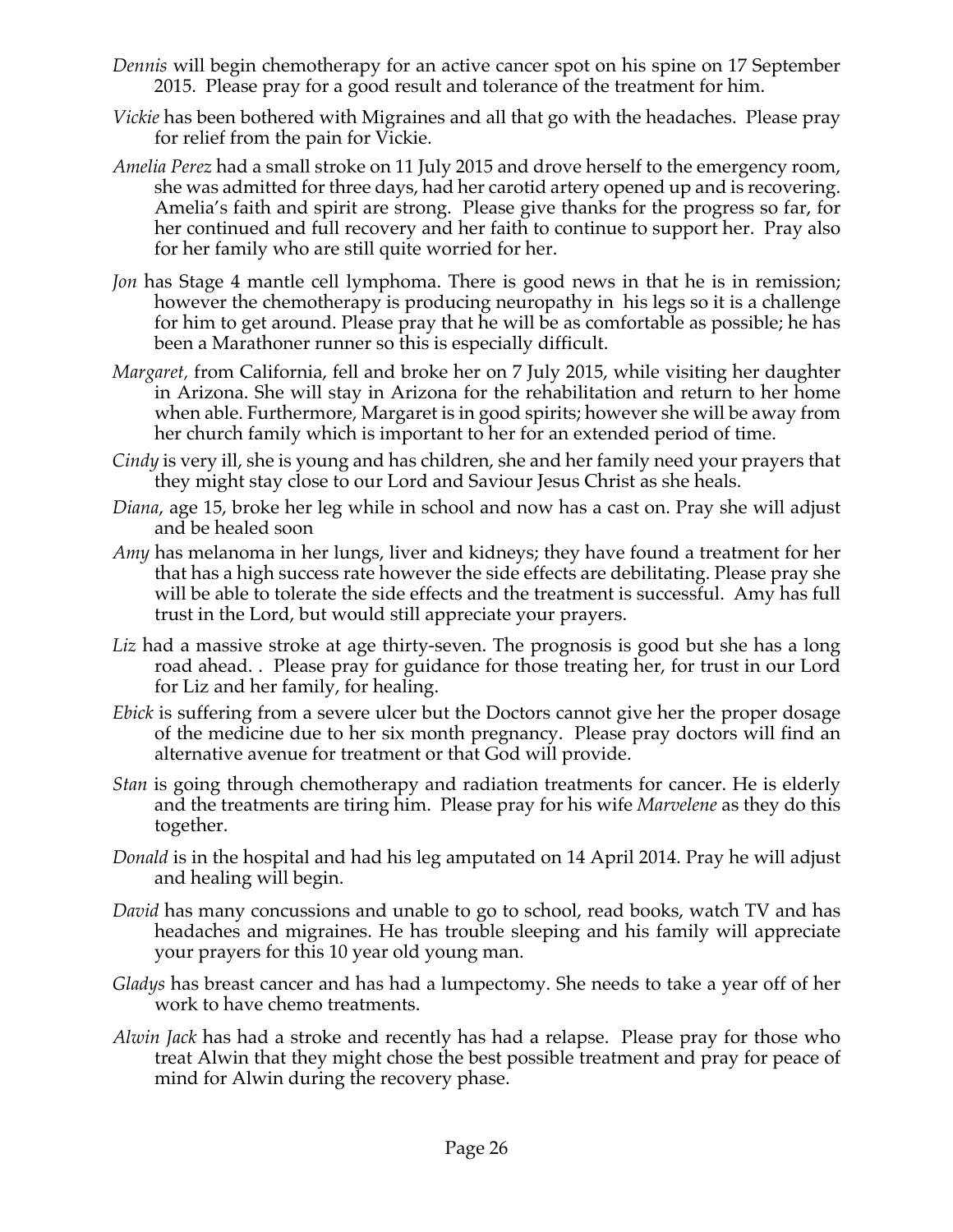*Dennis* will begin chemotherapy for an active cancer spot on his spine on 17 September 2015. Please pray for a good result and tolerance of the treatment for him.

*Vickie* has been bothered with Migraines and all that go with the headaches. Please pray for relief from the pain for Vickie.

*Amelia Perez* had a small stroke on 11 July 2015 and drove herself to the emergency room, she was admitted for three days, had her carotid artery opened up and is recovering. Amelia's faith and spirit are strong. Please give thanks for the progress so far, for her continued and full recovery and her faith to continue to support her. Pray also for her family who are still quite worried for her.

*Jon* has Stage 4 mantle cell lymphoma. There is good news in that he is in remission; however the chemotherapy is producing neuropathy in his legs so it is a challenge for him to get around. Please pray that he will be as comfortable as possible; he has been a Marathoner runner so this is especially difficult.

*Margaret,* from California, fell and broke her on 7 July 2015, while visiting her daughter in Arizona. She will stay in Arizona for the rehabilitation and return to her home when able. Furthermore, Margaret is in good spirits; however she will be away from her church family which is important to her for an extended period of time.

*Cindy* is very ill, she is young and has children, she and her family need your prayers that they might stay close to our Lord and Saviour Jesus Christ as she heals.

*Diana*, age 15, broke her leg while in school and now has a cast on. Pray she will adjust and be healed soon

*Amy* has melanoma in her lungs, liver and kidneys; they have found a treatment for her that has a high success rate however the side effects are debilitating. Please pray she will be able to tolerate the side effects and the treatment is successful. Amy has full trust in the Lord, but would still appreciate your prayers.

*Liz* had a massive stroke at age thirty-seven. The prognosis is good but she has a long road ahead. . Please pray for guidance for those treating her, for trust in our Lord for Liz and her family, for healing.

*Ebick* is suffering from a severe ulcer but the Doctors cannot give her the proper dosage of the medicine due to her six month pregnancy. Please pray doctors will find an alternative avenue for treatment or that God will provide.

*Stan* is going through chemotherapy and radiation treatments for cancer. He is elderly and the treatments are tiring him. Please pray for his wife *Marvelene* as they do this together.

*Donald* is in the hospital and had his leg amputated on 14 April 2014. Pray he will adjust and healing will begin.

*David* has many concussions and unable to go to school, read books, watch TV and has headaches and migraines. He has trouble sleeping and his family will appreciate your prayers for this 10 year old young man.

*Gladys* has breast cancer and has had a lumpectomy. She needs to take a year off of her work to have chemo treatments.

*Alwin Jack* has had a stroke and recently has had a relapse. Please pray for those who treat Alwin that they might chose the best possible treatment and pray for peace of mind for Alwin during the recovery phase.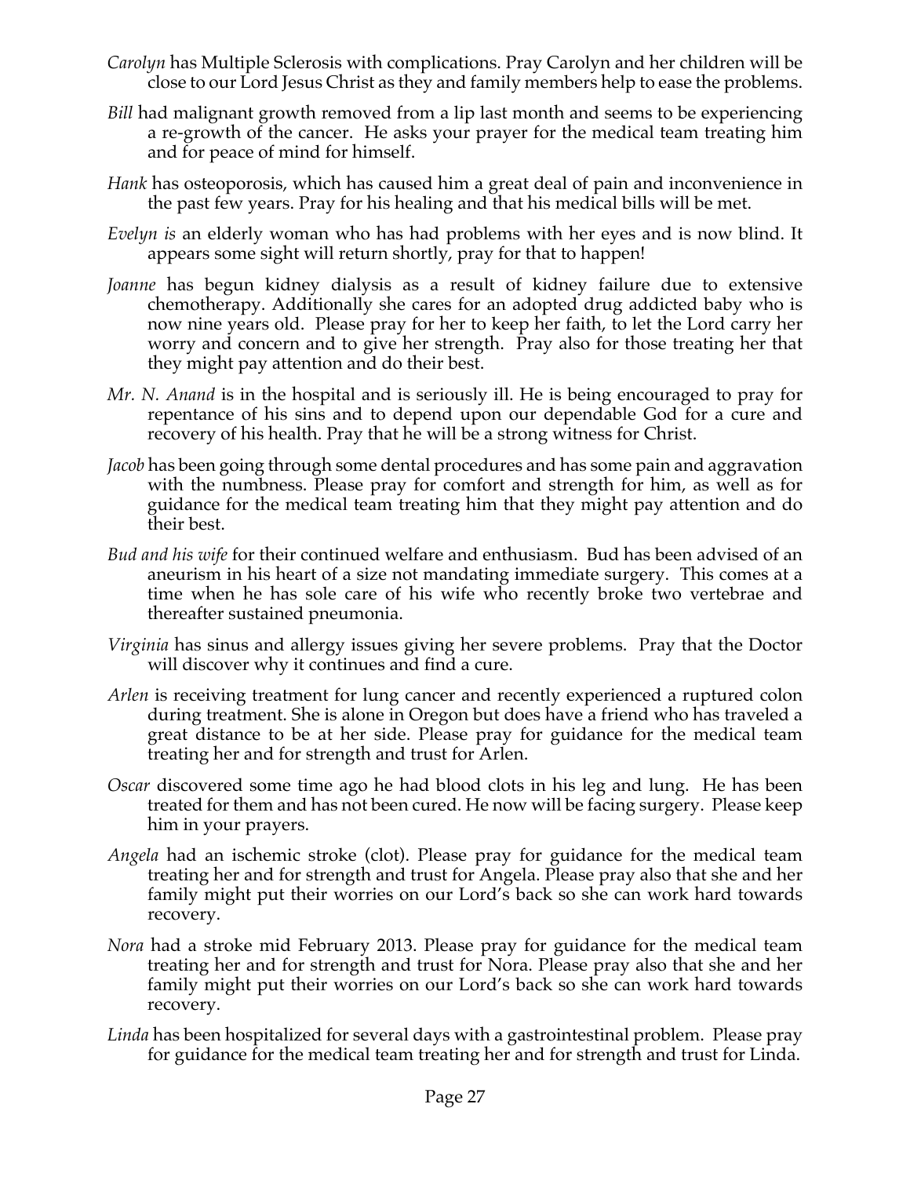*Carolyn* has Multiple Sclerosis with complications. Pray Carolyn and her children will be close to our Lord Jesus Christ as they and family members help to ease the problems.

*Bill* had malignant growth removed from a lip last month and seems to be experiencing a re-growth of the cancer. He asks your prayer for the medical team treating him and for peace of mind for himself.

*Hank* has osteoporosis, which has caused him a great deal of pain and inconvenience in the past few years. Pray for his healing and that his medical bills will be met.

*Evelyn is* an elderly woman who has had problems with her eyes and is now blind. It appears some sight will return shortly, pray for that to happen!

*Joanne* has begun kidney dialysis as a result of kidney failure due to extensive chemotherapy. Additionally she cares for an adopted drug addicted baby who is now nine years old. Please pray for her to keep her faith, to let the Lord carry her worry and concern and to give her strength. Pray also for those treating her that they might pay attention and do their best.

*Mr. N. Anand* is in the hospital and is seriously ill. He is being encouraged to pray for repentance of his sins and to depend upon our dependable God for a cure and recovery of his health. Pray that he will be a strong witness for Christ.

*Jacob* has been going through some dental procedures and has some pain and aggravation with the numbness. Please pray for comfort and strength for him, as well as for guidance for the medical team treating him that they might pay attention and do their best.

*Bud and his wife* for their continued welfare and enthusiasm. Bud has been advised of an aneurism in his heart of a size not mandating immediate surgery. This comes at a time when he has sole care of his wife who recently broke two vertebrae and thereafter sustained pneumonia.

*Virginia* has sinus and allergy issues giving her severe problems. Pray that the Doctor will discover why it continues and find a cure.

*Arlen* is receiving treatment for lung cancer and recently experienced a ruptured colon during treatment. She is alone in Oregon but does have a friend who has traveled a great distance to be at her side. Please pray for guidance for the medical team treating her and for strength and trust for Arlen.

*Oscar* discovered some time ago he had blood clots in his leg and lung. He has been treated for them and has not been cured. He now will be facing surgery. Please keep him in your prayers.

*Angela* had an ischemic stroke (clot). Please pray for guidance for the medical team treating her and for strength and trust for Angela. Please pray also that she and her family might put their worries on our Lord's back so she can work hard towards recovery.

*Nora* had a stroke mid February 2013. Please pray for guidance for the medical team treating her and for strength and trust for Nora. Please pray also that she and her family might put their worries on our Lord's back so she can work hard towards recovery.

*Linda* has been hospitalized for several days with a gastrointestinal problem. Please pray for guidance for the medical team treating her and for strength and trust for Linda.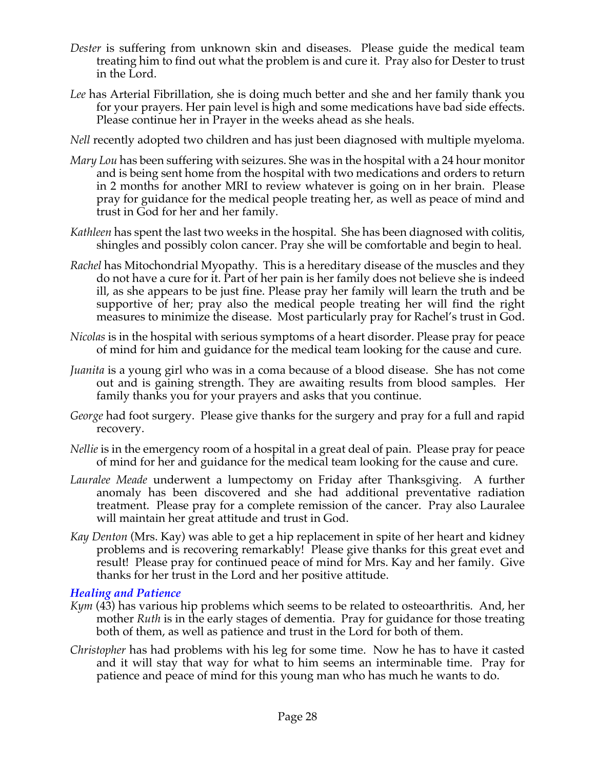*Dester* is suffering from unknown skin and diseases. Please guide the medical team treating him to find out what the problem is and cure it. Pray also for Dester to trust in the Lord.

*Lee* has Arterial Fibrillation, she is doing much better and she and her family thank you for your prayers. Her pain level is high and some medications have bad side effects. Please continue her in Prayer in the weeks ahead as she heals.

*Nell* recently adopted two children and has just been diagnosed with multiple myeloma.

*Mary Lou* has been suffering with seizures. She was in the hospital with a 24 hour monitor and is being sent home from the hospital with two medications and orders to return in 2 months for another MRI to review whatever is going on in her brain. Please pray for guidance for the medical people treating her, as well as peace of mind and trust in God for her and her family.

*Kathleen* has spent the last two weeks in the hospital. She has been diagnosed with colitis, shingles and possibly colon cancer. Pray she will be comfortable and begin to heal.

*Rachel* has Mitochondrial Myopathy. This is a hereditary disease of the muscles and they do not have a cure for it. Part of her pain is her family does not believe she is indeed ill, as she appears to be just fine. Please pray her family will learn the truth and be supportive of her; pray also the medical people treating her will find the right measures to minimize the disease. Most particularly pray for Rachel's trust in God.

*Nicolas* is in the hospital with serious symptoms of a heart disorder. Please pray for peace of mind for him and guidance for the medical team looking for the cause and cure.

*Juanita* is a young girl who was in a coma because of a blood disease. She has not come out and is gaining strength. They are awaiting results from blood samples. Her family thanks you for your prayers and asks that you continue.

*George* had foot surgery. Please give thanks for the surgery and pray for a full and rapid recovery.

*Nellie* is in the emergency room of a hospital in a great deal of pain. Please pray for peace of mind for her and guidance for the medical team looking for the cause and cure.

*Lauralee Meade* underwent a lumpectomy on Friday after Thanksgiving. A further anomaly has been discovered and she had additional preventative radiation treatment. Please pray for a complete remission of the cancer. Pray also Lauralee will maintain her great attitude and trust in God.

*Kay Denton* (Mrs. Kay) was able to get a hip replacement in spite of her heart and kidney problems and is recovering remarkably! Please give thanks for this great evet and result! Please pray for continued peace of mind for Mrs. Kay and her family. Give thanks for her trust in the Lord and her positive attitude.

### *Healing and Patience*

*Kym* (43) has various hip problems which seems to be related to osteoarthritis. And, her mother *Ruth* is in the early stages of dementia. Pray for guidance for those treating both of them, as well as patience and trust in the Lord for both of them.

*Christopher* has had problems with his leg for some time. Now he has to have it casted and it will stay that way for what to him seems an interminable time. Pray for patience and peace of mind for this young man who has much he wants to do.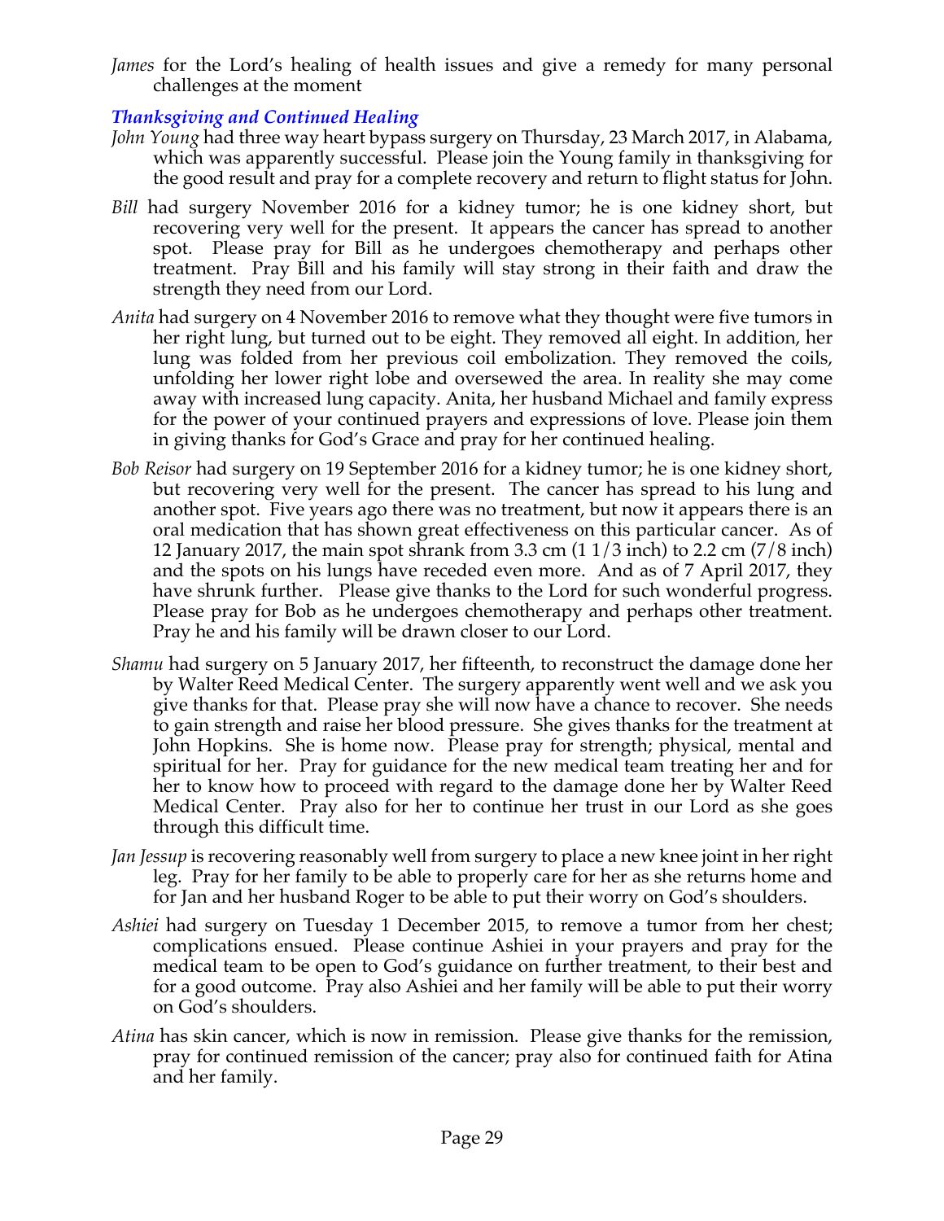*James* for the Lord's healing of health issues and give a remedy for many personal challenges at the moment

### *Thanksgiving and Continued Healing*

*John Young* had three way heart bypass surgery on Thursday, 23 March 2017, in Alabama, which was apparently successful. Please join the Young family in thanksgiving for the good result and pray for a complete recovery and return to flight status for John.

*Bill* had surgery November 2016 for a kidney tumor; he is one kidney short, but recovering very well for the present. It appears the cancer has spread to another spot. Please pray for Bill as he undergoes chemotherapy and perhaps other treatment. Pray Bill and his family will stay strong in their faith and draw the strength they need from our Lord.

*Anita* had surgery on 4 November 2016 to remove what they thought were five tumors in her right lung, but turned out to be eight. They removed all eight. In addition, her lung was folded from her previous coil embolization. They removed the coils, unfolding her lower right lobe and oversewed the area. In reality she may come away with increased lung capacity. Anita, her husband Michael and family express for the power of your continued prayers and expressions of love. Please join them in giving thanks for God's Grace and pray for her continued healing.

*Bob Reisor* had surgery on 19 September 2016 for a kidney tumor; he is one kidney short, but recovering very well for the present. The cancer has spread to his lung and another spot. Five years ago there was no treatment, but now it appears there is an oral medication that has shown great effectiveness on this particular cancer. As of 12 January 2017, the main spot shrank from 3.3 cm (1 1/3 inch) to 2.2 cm (7/8 inch) and the spots on his lungs have receded even more. And as of 7 April 2017, they have shrunk further. Please give thanks to the Lord for such wonderful progress. Please pray for Bob as he undergoes chemotherapy and perhaps other treatment. Pray he and his family will be drawn closer to our Lord.

*Shamu* had surgery on 5 January 2017, her fifteenth, to reconstruct the damage done her by Walter Reed Medical Center. The surgery apparently went well and we ask you give thanks for that. Please pray she will now have a chance to recover. She needs to gain strength and raise her blood pressure. She gives thanks for the treatment at John Hopkins. She is home now. Please pray for strength; physical, mental and spiritual for her. Pray for guidance for the new medical team treating her and for her to know how to proceed with regard to the damage done her by Walter Reed Medical Center. Pray also for her to continue her trust in our Lord as she goes through this difficult time.

*Jan Jessup* is recovering reasonably well from surgery to place a new knee joint in her right leg. Pray for her family to be able to properly care for her as she returns home and for Jan and her husband Roger to be able to put their worry on God's shoulders.

*Ashiei* had surgery on Tuesday 1 December 2015, to remove a tumor from her chest; complications ensued. Please continue Ashiei in your prayers and pray for the medical team to be open to God's guidance on further treatment, to their best and for a good outcome. Pray also Ashiei and her family will be able to put their worry on God's shoulders.

*Atina* has skin cancer, which is now in remission. Please give thanks for the remission, pray for continued remission of the cancer; pray also for continued faith for Atina and her family.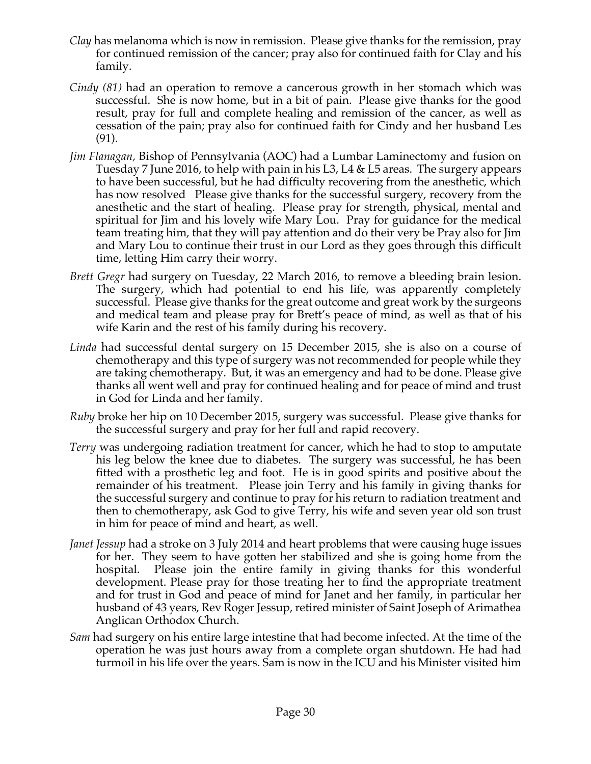*Clay* has melanoma which is now in remission. Please give thanks for the remission, pray for continued remission of the cancer; pray also for continued faith for Clay and his family.

*Cindy (81)* had an operation to remove a cancerous growth in her stomach which was successful. She is now home, but in a bit of pain. Please give thanks for the good result, pray for full and complete healing and remission of the cancer, as well as cessation of the pain; pray also for continued faith for Cindy and her husband Les (91).

*Jim Flanagan,* Bishop of Pennsylvania (AOC) had a Lumbar Laminectomy and fusion on Tuesday 7 June 2016, to help with pain in his L3, L4 & L5 areas. The surgery appears to have been successful, but he had difficulty recovering from the anesthetic, which has now resolved Please give thanks for the successful surgery, recovery from the anesthetic and the start of healing. Please pray for strength, physical, mental and spiritual for Jim and his lovely wife Mary Lou. Pray for guidance for the medical team treating him, that they will pay attention and do their very be Pray also for Jim and Mary Lou to continue their trust in our Lord as they goes through this difficult time, letting Him carry their worry.

*Brett Gregr* had surgery on Tuesday, 22 March 2016, to remove a bleeding brain lesion. The surgery, which had potential to end his life, was apparently completely successful. Please give thanks for the great outcome and great work by the surgeons and medical team and please pray for Brett's peace of mind, as well as that of his wife Karin and the rest of his family during his recovery.

*Linda* had successful dental surgery on 15 December 2015, she is also on a course of chemotherapy and this type of surgery was not recommended for people while they are taking chemotherapy. But, it was an emergency and had to be done. Please give thanks all went well and pray for continued healing and for peace of mind and trust in God for Linda and her family.

*Ruby* broke her hip on 10 December 2015, surgery was successful. Please give thanks for the successful surgery and pray for her full and rapid recovery.

*Terry* was undergoing radiation treatment for cancer, which he had to stop to amputate his leg below the knee due to diabetes. The surgery was successful, he has been fitted with a prosthetic leg and foot. He is in good spirits and positive about the remainder of his treatment. Please join Terry and his family in giving thanks for the successful surgery and continue to pray for his return to radiation treatment and then to chemotherapy, ask God to give Terry, his wife and seven year old son trust in him for peace of mind and heart, as well.

*Janet Jessup* had a stroke on 3 July 2014 and heart problems that were causing huge issues for her. They seem to have gotten her stabilized and she is going home from the hospital. Please join the entire family in giving thanks for this wonderful development. Please pray for those treating her to find the appropriate treatment and for trust in God and peace of mind for Janet and her family, in particular her husband of 43 years, Rev Roger Jessup, retired minister of Saint Joseph of Arimathea Anglican Orthodox Church.

*Sam* had surgery on his entire large intestine that had become infected. At the time of the operation he was just hours away from a complete organ shutdown. He had had turmoil in his life over the years. Sam is now in the ICU and his Minister visited him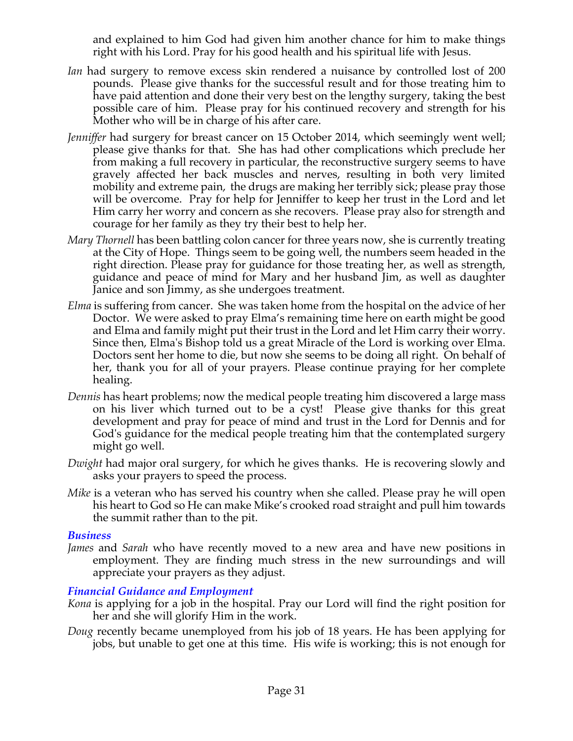and explained to him God had given him another chance for him to make things right with his Lord. Pray for his good health and his spiritual life with Jesus.

*Ian* had surgery to remove excess skin rendered a nuisance by controlled lost of 200 pounds. Please give thanks for the successful result and for those treating him to have paid attention and done their very best on the lengthy surgery, taking the best possible care of him. Please pray for his continued recovery and strength for his Mother who will be in charge of his after care.

*Jenniffer* had surgery for breast cancer on 15 October 2014, which seemingly went well; please give thanks for that. She has had other complications which preclude her from making a full recovery in particular, the reconstructive surgery seems to have gravely affected her back muscles and nerves, resulting in both very limited mobility and extreme pain, the drugs are making her terribly sick; please pray those will be overcome. Pray for help for Jenniffer to keep her trust in the Lord and let Him carry her worry and concern as she recovers. Please pray also for strength and courage for her family as they try their best to help her.

*Mary Thornell* has been battling colon cancer for three years now, she is currently treating at the City of Hope. Things seem to be going well, the numbers seem headed in the right direction. Please pray for guidance for those treating her, as well as strength, guidance and peace of mind for Mary and her husband Jim, as well as daughter Janice and son Jimmy, as she undergoes treatment.

*Elma* is suffering from cancer. She was taken home from the hospital on the advice of her Doctor. We were asked to pray Elma's remaining time here on earth might be good and Elma and family might put their trust in the Lord and let Him carry their worry. Since then, Elma's Bishop told us a great Miracle of the Lord is working over Elma. Doctors sent her home to die, but now she seems to be doing all right. On behalf of her, thank you for all of your prayers. Please continue praying for her complete healing.

*Dennis* has heart problems; now the medical people treating him discovered a large mass on his liver which turned out to be a cyst! Please give thanks for this great development and pray for peace of mind and trust in the Lord for Dennis and for God's guidance for the medical people treating him that the contemplated surgery might go well.

*Dwight* had major oral surgery, for which he gives thanks. He is recovering slowly and asks your prayers to speed the process.

*Mike* is a veteran who has served his country when she called. Please pray he will open his heart to God so He can make Mike's crooked road straight and pull him towards the summit rather than to the pit.

### *Business*

*James* and *Sarah* who have recently moved to a new area and have new positions in employment. They are finding much stress in the new surroundings and will appreciate your prayers as they adjust.

### *Financial Guidance and Employment*

*Kona* is applying for a job in the hospital. Pray our Lord will find the right position for her and she will glorify Him in the work.

*Doug* recently became unemployed from his job of 18 years. He has been applying for jobs, but unable to get one at this time. His wife is working; this is not enough for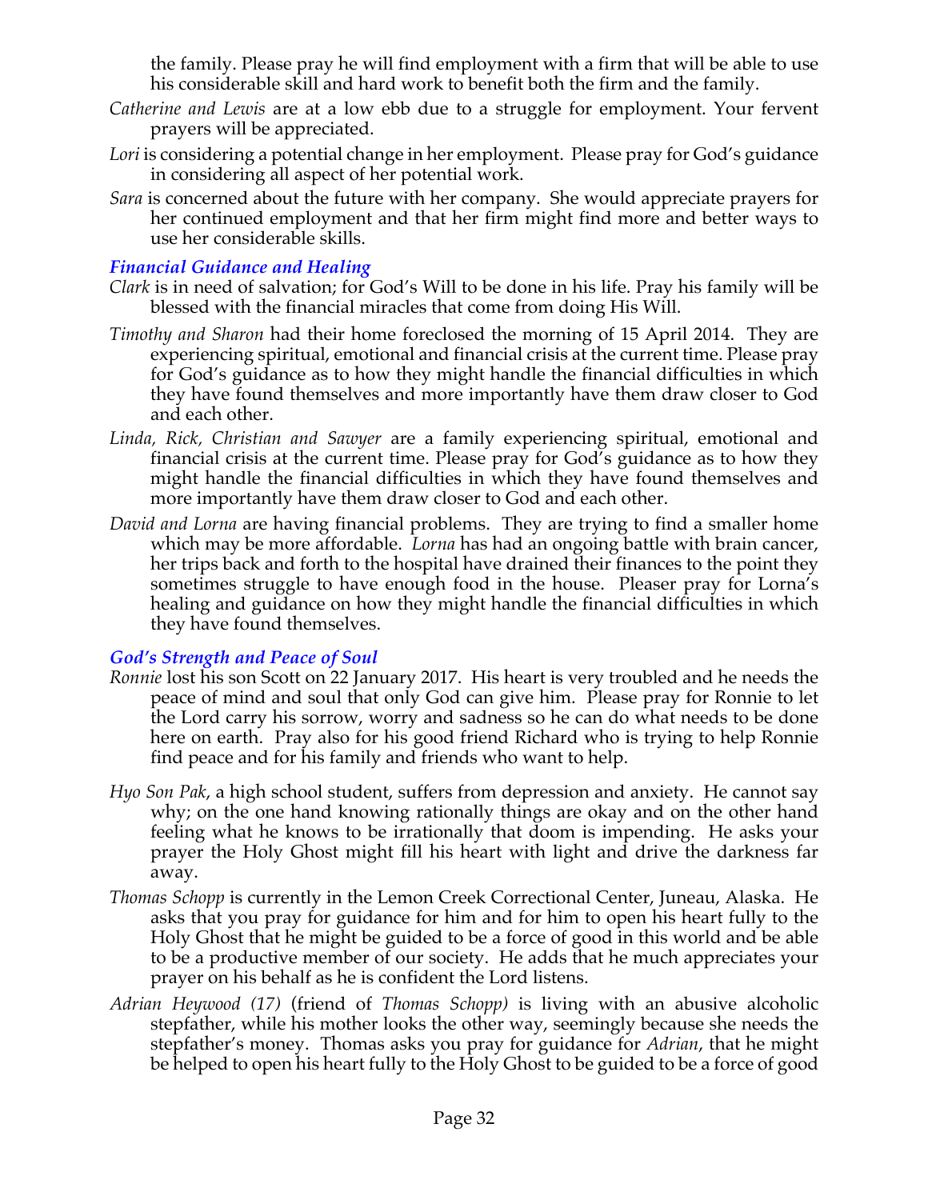the family. Please pray he will find employment with a firm that will be able to use his considerable skill and hard work to benefit both the firm and the family.

*Catherine and Lewis* are at a low ebb due to a struggle for employment. Your fervent prayers will be appreciated.

*Lori* is considering a potential change in her employment. Please pray for God's guidance in considering all aspect of her potential work.

*Sara* is concerned about the future with her company. She would appreciate prayers for her continued employment and that her firm might find more and better ways to use her considerable skills.

### *Financial Guidance and Healing*

*Clark* is in need of salvation; for God's Will to be done in his life. Pray his family will be blessed with the financial miracles that come from doing His Will.

*Timothy and Sharon* had their home foreclosed the morning of 15 April 2014. They are experiencing spiritual, emotional and financial crisis at the current time. Please pray for God's guidance as to how they might handle the financial difficulties in which they have found themselves and more importantly have them draw closer to God and each other.

*Linda, Rick, Christian and Sawyer* are a family experiencing spiritual, emotional and financial crisis at the current time. Please pray for God's guidance as to how they might handle the financial difficulties in which they have found themselves and more importantly have them draw closer to God and each other.

*David and Lorna* are having financial problems. They are trying to find a smaller home which may be more affordable. *Lorna* has had an ongoing battle with brain cancer, her trips back and forth to the hospital have drained their finances to the point they sometimes struggle to have enough food in the house. Pleaser pray for Lorna's healing and guidance on how they might handle the financial difficulties in which they have found themselves.

### *God's Strength and Peace of Soul*

*Ronnie* lost his son Scott on 22 January 2017. His heart is very troubled and he needs the peace of mind and soul that only God can give him. Please pray for Ronnie to let the Lord carry his sorrow, worry and sadness so he can do what needs to be done here on earth. Pray also for his good friend Richard who is trying to help Ronnie find peace and for his family and friends who want to help.

*Hyo Son Pak*, a high school student, suffers from depression and anxiety. He cannot say why; on the one hand knowing rationally things are okay and on the other hand feeling what he knows to be irrationally that doom is impending. He asks your prayer the Holy Ghost might fill his heart with light and drive the darkness far away.

*Thomas Schopp* is currently in the Lemon Creek Correctional Center, Juneau, Alaska. He asks that you pray for guidance for him and for him to open his heart fully to the Holy Ghost that he might be guided to be a force of good in this world and be able to be a productive member of our society. He adds that he much appreciates your prayer on his behalf as he is confident the Lord listens.

*Adrian Heywood (17)* (friend of *Thomas Schopp)* is living with an abusive alcoholic stepfather, while his mother looks the other way, seemingly because she needs the stepfather's money. Thomas asks you pray for guidance for *Adrian*, that he might be helped to open his heart fully to the Holy Ghost to be guided to be a force of good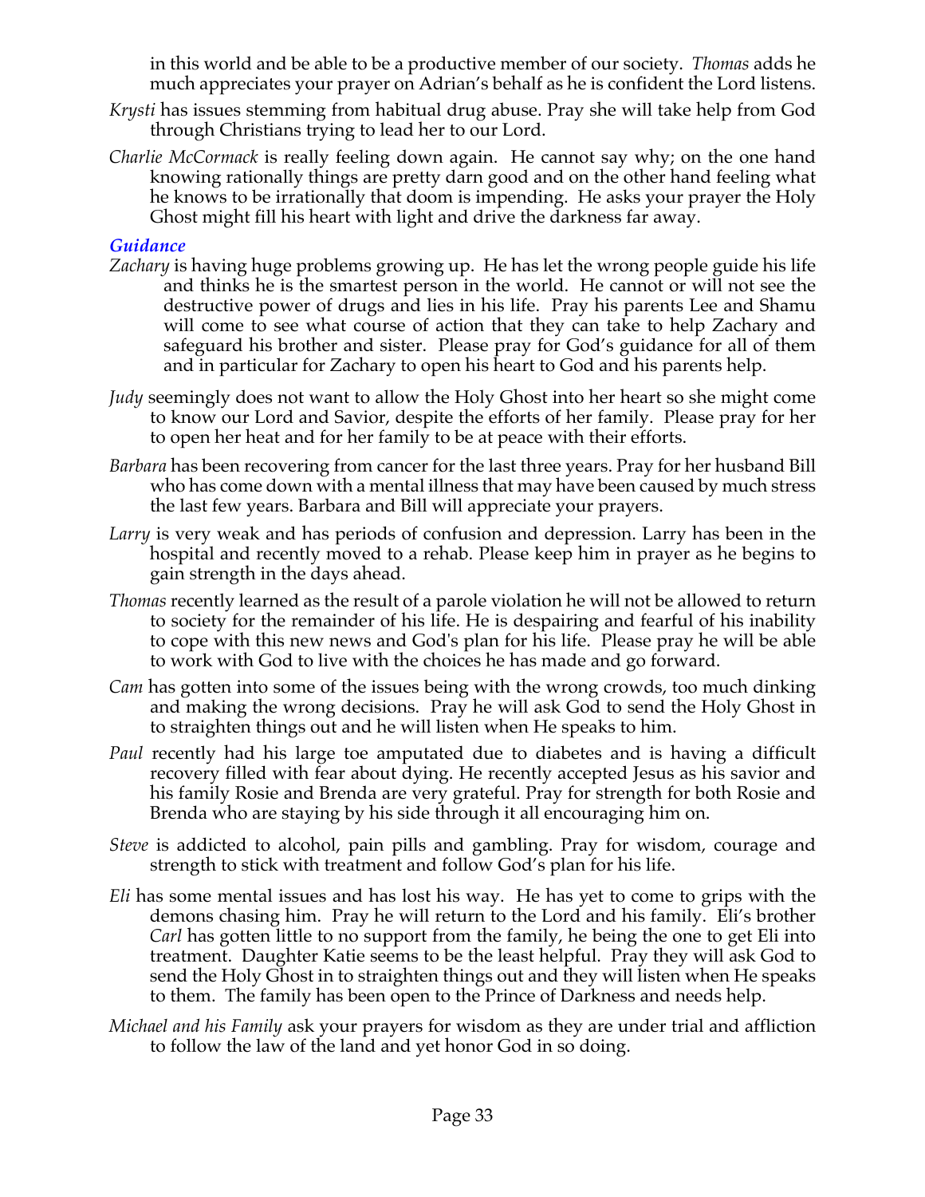in this world and be able to be a productive member of our society. *Thomas* adds he much appreciates your prayer on Adrian's behalf as he is confident the Lord listens.

*Krysti* has issues stemming from habitual drug abuse. Pray she will take help from God through Christians trying to lead her to our Lord.

*Charlie McCormack* is really feeling down again. He cannot say why; on the one hand knowing rationally things are pretty darn good and on the other hand feeling what he knows to be irrationally that doom is impending. He asks your prayer the Holy Ghost might fill his heart with light and drive the darkness far away.

### *Guidance*

*Zachary* is having huge problems growing up. He has let the wrong people guide his life and thinks he is the smartest person in the world. He cannot or will not see the destructive power of drugs and lies in his life. Pray his parents Lee and Shamu will come to see what course of action that they can take to help Zachary and safeguard his brother and sister. Please pray for God's guidance for all of them and in particular for Zachary to open his heart to God and his parents help.

*Judy* seemingly does not want to allow the Holy Ghost into her heart so she might come to know our Lord and Savior, despite the efforts of her family. Please pray for her to open her heat and for her family to be at peace with their efforts.

*Barbara* has been recovering from cancer for the last three years. Pray for her husband Bill who has come down with a mental illness that may have been caused by much stress the last few years. Barbara and Bill will appreciate your prayers.

*Larry* is very weak and has periods of confusion and depression. Larry has been in the hospital and recently moved to a rehab. Please keep him in prayer as he begins to gain strength in the days ahead.

*Thomas* recently learned as the result of a parole violation he will not be allowed to return to society for the remainder of his life. He is despairing and fearful of his inability to cope with this new news and God's plan for his life. Please pray he will be able to work with God to live with the choices he has made and go forward.

*Cam* has gotten into some of the issues being with the wrong crowds, too much dinking and making the wrong decisions. Pray he will ask God to send the Holy Ghost in to straighten things out and he will listen when He speaks to him.

*Paul* recently had his large toe amputated due to diabetes and is having a difficult recovery filled with fear about dying. He recently accepted Jesus as his savior and his family Rosie and Brenda are very grateful. Pray for strength for both Rosie and Brenda who are staying by his side through it all encouraging him on.

*Steve* is addicted to alcohol, pain pills and gambling. Pray for wisdom, courage and strength to stick with treatment and follow God's plan for his life.

*Eli* has some mental issues and has lost his way. He has yet to come to grips with the demons chasing him. Pray he will return to the Lord and his family. Eli's brother *Carl* has gotten little to no support from the family, he being the one to get Eli into treatment. Daughter Katie seems to be the least helpful. Pray they will ask God to send the Holy Ghost in to straighten things out and they will listen when He speaks to them. The family has been open to the Prince of Darkness and needs help.

*Michael and his Family* ask your prayers for wisdom as they are under trial and affliction to follow the law of the land and yet honor God in so doing.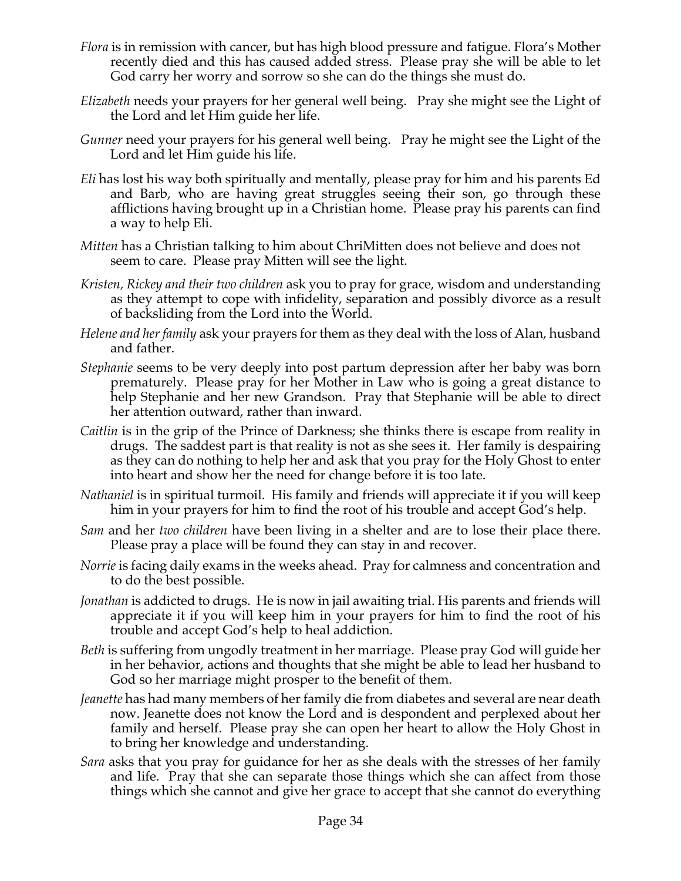*Flora* is in remission with cancer, but has high blood pressure and fatigue. Flora's Mother recently died and this has caused added stress. Please pray she will be able to let God carry her worry and sorrow so she can do the things she must do.

*Elizabeth* needs your prayers for her general well being. Pray she might see the Light of the Lord and let Him guide her life.

*Gunner* need your prayers for his general well being. Pray he might see the Light of the Lord and let Him guide his life.

*Eli* has lost his way both spiritually and mentally, please pray for him and his parents Ed and Barb, who are having great struggles seeing their son, go through these afflictions having brought up in a Christian home. Please pray his parents can find a way to help Eli.

*Mitten* has a Christian talking to him about ChriMitten does not believe and does not seem to care. Please pray Mitten will see the light.

*Kristen, Rickey and their two children* ask you to pray for grace, wisdom and understanding as they attempt to cope with infidelity, separation and possibly divorce as a result of backsliding from the Lord into the World.

*Helene and her family* ask your prayers for them as they deal with the loss of Alan, husband and father.

*Stephanie* seems to be very deeply into post partum depression after her baby was born prematurely. Please pray for her Mother in Law who is going a great distance to help Stephanie and her new Grandson. Pray that Stephanie will be able to direct her attention outward, rather than inward.

*Caitlin* is in the grip of the Prince of Darkness; she thinks there is escape from reality in drugs. The saddest part is that reality is not as she sees it. Her family is despairing as they can do nothing to help her and ask that you pray for the Holy Ghost to enter into heart and show her the need for change before it is too late.

*Nathaniel* is in spiritual turmoil. His family and friends will appreciate it if you will keep him in your prayers for him to find the root of his trouble and accept God's help.

*Sam* and her *two children* have been living in a shelter and are to lose their place there. Please pray a place will be found they can stay in and recover.

*Norrie* is facing daily exams in the weeks ahead. Pray for calmness and concentration and to do the best possible.

*Jonathan* is addicted to drugs. He is now in jail awaiting trial. His parents and friends will appreciate it if you will keep him in your prayers for him to find the root of his trouble and accept God's help to heal addiction.

*Beth* is suffering from ungodly treatment in her marriage. Please pray God will guide her in her behavior, actions and thoughts that she might be able to lead her husband to God so her marriage might prosper to the benefit of them.

*Jeanette* has had many members of her family die from diabetes and several are near death now. Jeanette does not know the Lord and is despondent and perplexed about her family and herself. Please pray she can open her heart to allow the Holy Ghost in to bring her knowledge and understanding.

*Sara* asks that you pray for guidance for her as she deals with the stresses of her family and life. Pray that she can separate those things which she can affect from those things which she cannot and give her grace to accept that she cannot do everything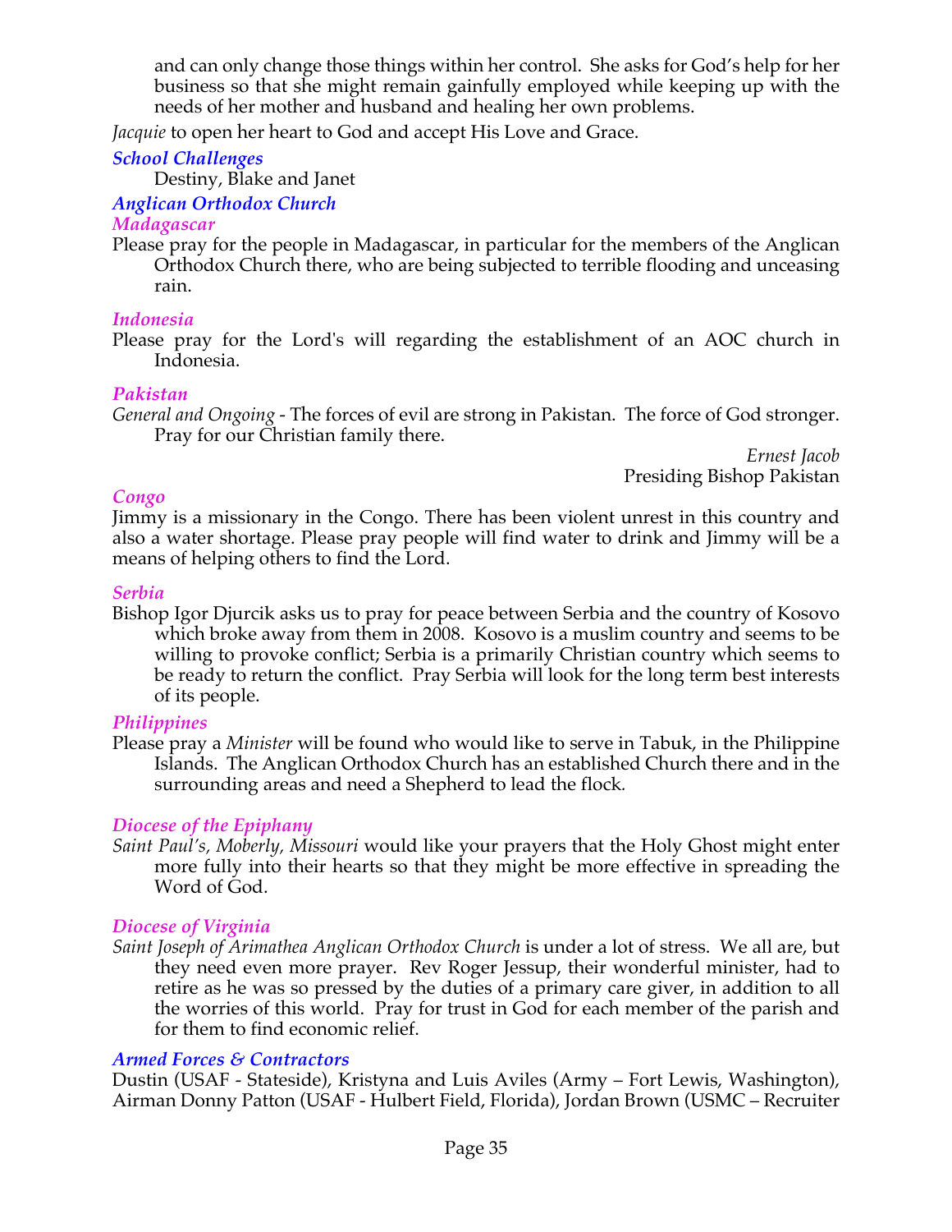and can only change those things within her control. She asks for God's help for her business so that she might remain gainfully employed while keeping up with the needs of her mother and husband and healing her own problems.

*Jacquie* to open her heart to God and accept His Love and Grace.

### *School Challenges*

Destiny, Blake and Janet

### *Anglican Orthodox Church*

#### *Madagascar*

Please pray for the people in Madagascar, in particular for the members of the Anglican Orthodox Church there, who are being subjected to terrible flooding and unceasing rain.

#### *Indonesia*

Please pray for the Lord's will regarding the establishment of an AOC church in Indonesia.

#### *Pakistan*

*General and Ongoing* - The forces of evil are strong in Pakistan. The force of God stronger. Pray for our Christian family there.

*Ernest Jacob*
Presiding Bishop Pakistan

#### *Congo*

Jimmy is a missionary in the Congo. There has been violent unrest in this country and also a water shortage. Please pray people will find water to drink and Jimmy will be a means of helping others to find the Lord.

#### *Serbia*

Bishop Igor Djurcik asks us to pray for peace between Serbia and the country of Kosovo which broke away from them in 2008. Kosovo is a muslim country and seems to be willing to provoke conflict; Serbia is a primarily Christian country which seems to be ready to return the conflict. Pray Serbia will look for the long term best interests of its people.

#### *Philippines*

Please pray a *Minister* will be found who would like to serve in Tabuk, in the Philippine Islands. The Anglican Orthodox Church has an established Church there and in the surrounding areas and need a Shepherd to lead the flock.

#### *Diocese of the Epiphany*

*Saint Paul's, Moberly, Missouri* would like your prayers that the Holy Ghost might enter more fully into their hearts so that they might be more effective in spreading the Word of God.

#### *Diocese of Virginia*

*Saint Joseph of Arimathea Anglican Orthodox Church* is under a lot of stress. We all are, but they need even more prayer. Rev Roger Jessup, their wonderful minister, had to retire as he was so pressed by the duties of a primary care giver, in addition to all the worries of this world. Pray for trust in God for each member of the parish and for them to find economic relief.

### *Armed Forces & Contractors*

Dustin (USAF - Stateside), Kristyna and Luis Aviles (Army – Fort Lewis, Washington), Airman Donny Patton (USAF - Hulbert Field, Florida), Jordan Brown (USMC – Recruiter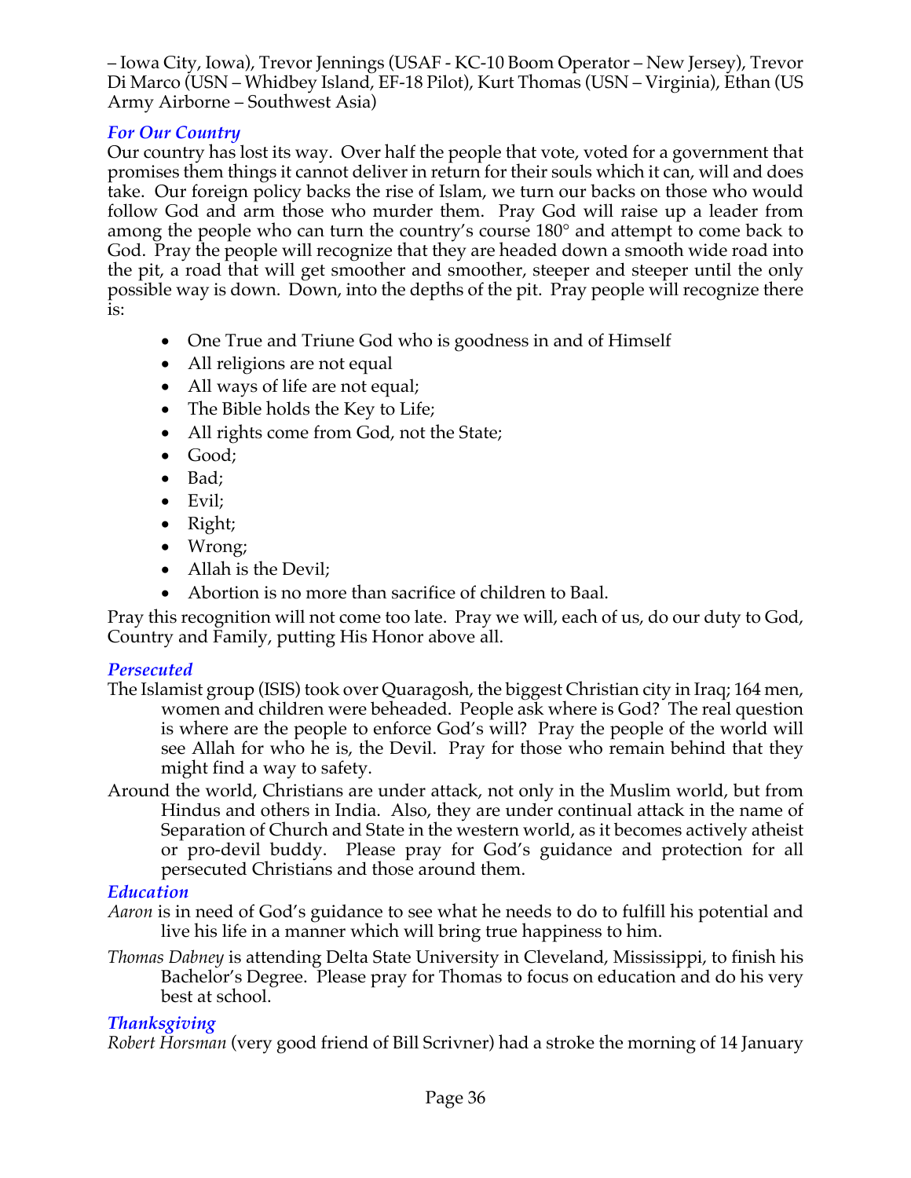– Iowa City, Iowa), Trevor Jennings (USAF - KC-10 Boom Operator – New Jersey), Trevor Di Marco (USN – Whidbey Island, EF-18 Pilot), Kurt Thomas (USN – Virginia), Ethan (US Army Airborne – Southwest Asia)

### *For Our Country*

Our country has lost its way. Over half the people that vote, voted for a government that promises them things it cannot deliver in return for their souls which it can, will and does take. Our foreign policy backs the rise of Islam, we turn our backs on those who would follow God and arm those who murder them. Pray God will raise up a leader from among the people who can turn the country's course 180° and attempt to come back to God. Pray the people will recognize that they are headed down a smooth wide road into the pit, a road that will get smoother and smoother, steeper and steeper until the only possible way is down. Down, into the depths of the pit. Pray people will recognize there is:

- One True and Triune God who is goodness in and of Himself
- All religions are not equal
- All ways of life are not equal;
- The Bible holds the Key to Life;
- All rights come from God, not the State;
- Good;
- Bad;
- Evil;
- Right;
- Wrong;
- Allah is the Devil;
- Abortion is no more than sacrifice of children to Baal.

Pray this recognition will not come too late. Pray we will, each of us, do our duty to God, Country and Family, putting His Honor above all.

### *Persecuted*

The Islamist group (ISIS) took over Quaragosh, the biggest Christian city in Iraq; 164 men, women and children were beheaded. People ask where is God? The real question is where are the people to enforce God's will? Pray the people of the world will see Allah for who he is, the Devil. Pray for those who remain behind that they might find a way to safety.

Around the world, Christians are under attack, not only in the Muslim world, but from Hindus and others in India. Also, they are under continual attack in the name of Separation of Church and State in the western world, as it becomes actively atheist or pro-devil buddy. Please pray for God's guidance and protection for all persecuted Christians and those around them.

### *Education*

*Aaron* is in need of God's guidance to see what he needs to do to fulfill his potential and live his life in a manner which will bring true happiness to him.

*Thomas Dabney* is attending Delta State University in Cleveland, Mississippi, to finish his Bachelor's Degree. Please pray for Thomas to focus on education and do his very best at school.

### *Thanksgiving*

*Robert Horsman* (very good friend of Bill Scrivner) had a stroke the morning of 14 January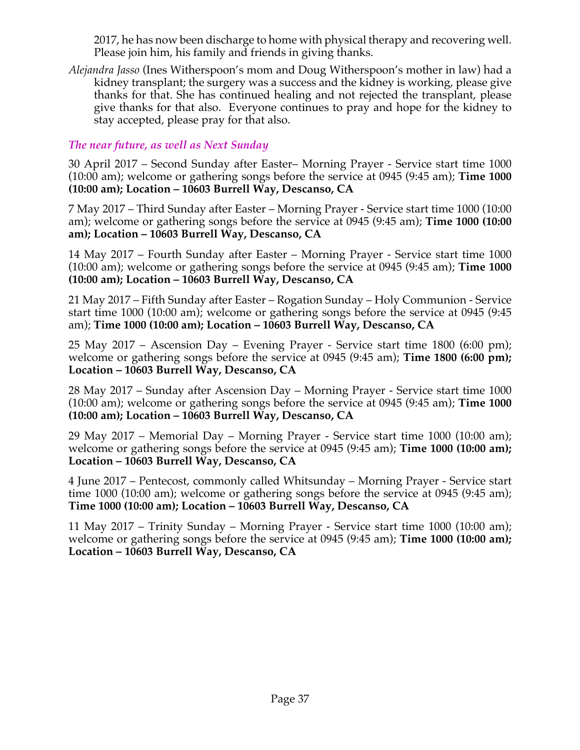2017, he has now been discharge to home with physical therapy and recovering well. Please join him, his family and friends in giving thanks.

*Alejandra Jasso* (Ines Witherspoon's mom and Doug Witherspoon's mother in law) had a kidney transplant; the surgery was a success and the kidney is working, please give thanks for that. She has continued healing and not rejected the transplant, please give thanks for that also. Everyone continues to pray and hope for the kidney to stay accepted, please pray for that also.

### *The near future, as well as Next Sunday*

30 April 2017 – Second Sunday after Easter– Morning Prayer - Service start time 1000 (10:00 am); welcome or gathering songs before the service at 0945 (9:45 am); **Time 1000 (10:00 am); Location – 10603 Burrell Way, Descanso, CA**

7 May 2017 – Third Sunday after Easter – Morning Prayer - Service start time 1000 (10:00 am); welcome or gathering songs before the service at 0945 (9:45 am); **Time 1000 (10:00 am); Location – 10603 Burrell Way, Descanso, CA**

14 May 2017 – Fourth Sunday after Easter – Morning Prayer - Service start time 1000 (10:00 am); welcome or gathering songs before the service at 0945 (9:45 am); **Time 1000 (10:00 am); Location – 10603 Burrell Way, Descanso, CA**

21 May 2017 – Fifth Sunday after Easter – Rogation Sunday – Holy Communion - Service start time 1000 (10:00 am); welcome or gathering songs before the service at 0945 (9:45 am); **Time 1000 (10:00 am); Location – 10603 Burrell Way, Descanso, CA**

25 May 2017 – Ascension Day – Evening Prayer - Service start time 1800 (6:00 pm); welcome or gathering songs before the service at 0945 (9:45 am); **Time 1800 (6:00 pm); Location – 10603 Burrell Way, Descanso, CA**

28 May 2017 – Sunday after Ascension Day – Morning Prayer - Service start time 1000 (10:00 am); welcome or gathering songs before the service at 0945 (9:45 am); **Time 1000 (10:00 am); Location – 10603 Burrell Way, Descanso, CA**

29 May 2017 – Memorial Day – Morning Prayer - Service start time 1000 (10:00 am); welcome or gathering songs before the service at 0945 (9:45 am); **Time 1000 (10:00 am); Location – 10603 Burrell Way, Descanso, CA**

4 June 2017 – Pentecost, commonly called Whitsunday – Morning Prayer - Service start time 1000 (10:00 am); welcome or gathering songs before the service at 0945 (9:45 am); **Time 1000 (10:00 am); Location – 10603 Burrell Way, Descanso, CA**

11 May 2017 – Trinity Sunday – Morning Prayer - Service start time 1000 (10:00 am); welcome or gathering songs before the service at 0945 (9:45 am); **Time 1000 (10:00 am); Location – 10603 Burrell Way, Descanso, CA**